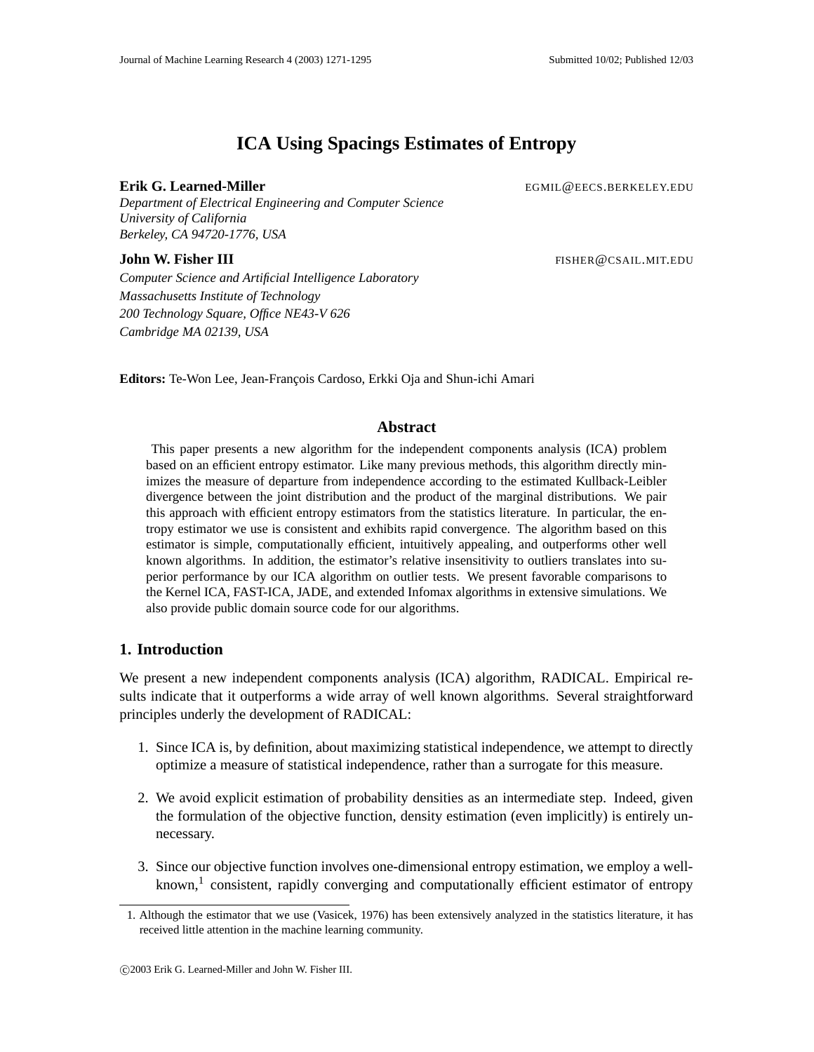# ICA Using Spacings Estimates of Entropy

**Erik G. Learned-Miller** EGMIL@EECS.BERKELEY.EDU

*Department of Electrical Engineering and Computer Science*
*University of California*
*Berkeley, CA 94720-1776, USA*

**John W. Fisher III** FISHER@CSAIL.MIT.EDU

*Computer Science and Artificial Intelligence Laboratory*
*Massachusetts Institute of Technology*
*200 Technology Square, Office NE43-V 626*
*Cambridge MA 02139, USA*

**Editors:** Te-Won Lee, Jean-François Cardoso, Erkki Oja and Shun-ichi Amari

## Abstract

This paper presents a new algorithm for the independent components analysis (ICA) problem based on an efficient entropy estimator. Like many previous methods, this algorithm directly minimizes the measure of departure from independence according to the estimated Kullback-Leibler divergence between the joint distribution and the product of the marginal distributions. We pair this approach with efficient entropy estimators from the statistics literature. In particular, the entropy estimator we use is consistent and exhibits rapid convergence. The algorithm based on this estimator is simple, computationally efficient, intuitively appealing, and outperforms other well known algorithms. In addition, the estimator's relative insensitivity to outliers translates into superior performance by our ICA algorithm on outlier tests. We present favorable comparisons to the Kernel ICA, FAST-ICA, JADE, and extended Infomax algorithms in extensive simulations. We also provide public domain source code for our algorithms.

## 1. Introduction

We present a new independent components analysis (ICA) algorithm, RADICAL. Empirical results indicate that it outperforms a wide array of well known algorithms. Several straightforward principles underly the development of RADICAL:

1. Since ICA is, by definition, about maximizing statistical independence, we attempt to directly optimize a measure of statistical independence, rather than a surrogate for this measure.
2. We avoid explicit estimation of probability densities as an intermediate step. Indeed, given the formulation of the objective function, density estimation (even implicitly) is entirely unnecessary.
3. Since our objective function involves one-dimensional entropy estimation, we employ a well-known,[1] consistent, rapidly converging and computationally efficient estimator of entropy

1. Although the estimator that we use (Vasicek, 1976) has been extensively analyzed in the statistics literature, it has received little attention in the machine learning community.

©2003 Erik G. Learned-Miller and John W. Fisher III.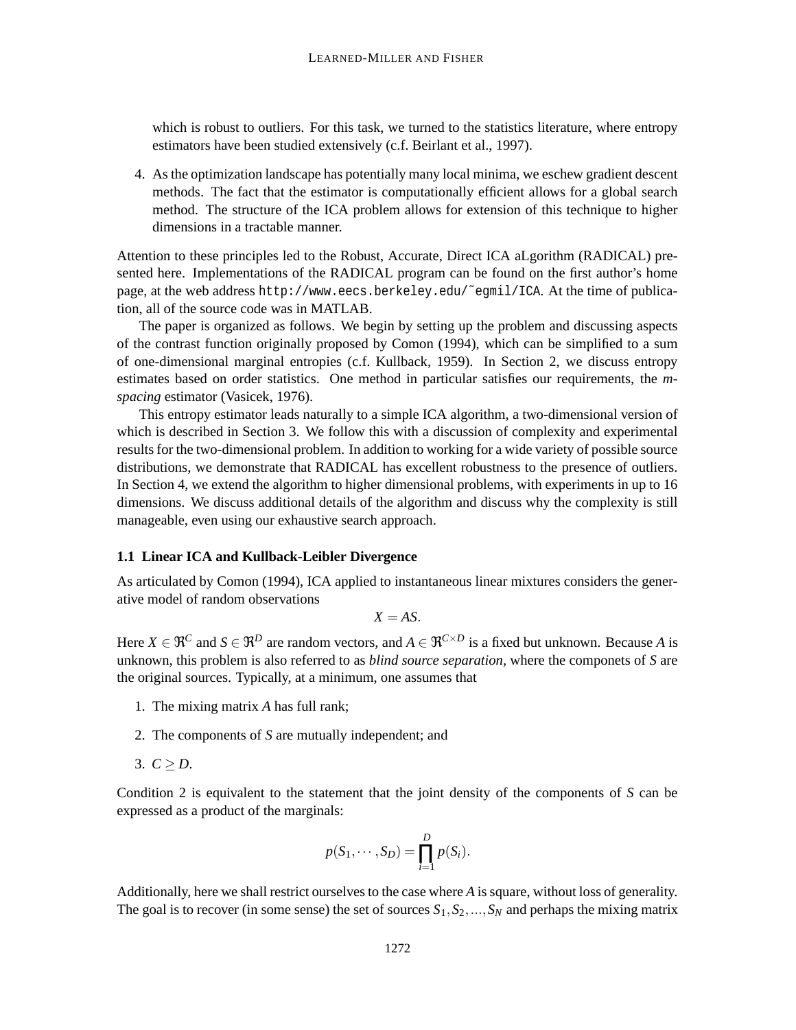which is robust to outliers. For this task, we turned to the statistics literature, where entropy estimators have been studied extensively (c.f. Beirlant et al., 1997).

4. As the optimization landscape has potentially many local minima, we eschew gradient descent methods. The fact that the estimator is computationally efficient allows for a global search method. The structure of the ICA problem allows for extension of this technique to higher dimensions in a tractable manner.

Attention to these principles led to the Robust, Accurate, Direct ICA aLgorithm (RADICAL) presented here. Implementations of the RADICAL program can be found on the first author's home page, at the web address `http://www.eecs.berkeley.edu/~egmil/ICA`. At the time of publication, all of the source code was in MATLAB.

The paper is organized as follows. We begin by setting up the problem and discussing aspects of the contrast function originally proposed by Comon (1994), which can be simplified to a sum of one-dimensional marginal entropies (c.f. Kullback, 1959). In Section 2, we discuss entropy estimates based on order statistics. One method in particular satisfies our requirements, the *m-spacing* estimator (Vasicek, 1976).

This entropy estimator leads naturally to a simple ICA algorithm, a two-dimensional version of which is described in Section 3. We follow this with a discussion of complexity and experimental results for the two-dimensional problem. In addition to working for a wide variety of possible source distributions, we demonstrate that RADICAL has excellent robustness to the presence of outliers. In Section 4, we extend the algorithm to higher dimensional problems, with experiments in up to 16 dimensions. We discuss additional details of the algorithm and discuss why the complexity is still manageable, even using our exhaustive search approach.

### 1.1 Linear ICA and Kullback-Leibler Divergence

As articulated by Comon (1994), ICA applied to instantaneous linear mixtures considers the generative model of random observations

$$X = AS.$$

Here $X \in \Re^C$ and $S \in \Re^D$ are random vectors, and $A \in \Re^{C \times D}$ is a fixed but unknown. Because $A$ is unknown, this problem is also referred to as *blind source separation*, where the componets of $S$ are the original sources. Typically, at a minimum, one assumes that

1. The mixing matrix $A$ has full rank;
2. The components of $S$ are mutually independent; and
3. $C \geq D$.

Condition 2 is equivalent to the statement that the joint density of the components of $S$ can be expressed as a product of the marginals:

$$p(S_1, \cdots, S_D) = \prod_{i=1}^{D} p(S_i).$$

Additionally, here we shall restrict ourselves to the case where $A$ is square, without loss of generality. The goal is to recover (in some sense) the set of sources $S_1, S_2, ..., S_N$ and perhaps the mixing matrix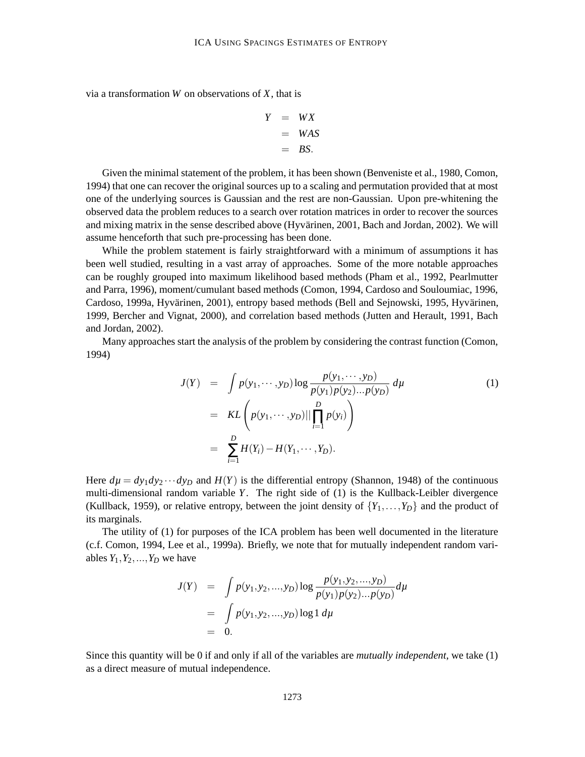via a transformation $W$ on observations of $X$, that is

$$
\begin{aligned}
Y &= WX \\
&= WAS \\
&= BS.
\end{aligned}
$$

Given the minimal statement of the problem, it has been shown (Benveniste et al., 1980, Comon, 1994) that one can recover the original sources up to a scaling and permutation provided that at most one of the underlying sources is Gaussian and the rest are non-Gaussian. Upon pre-whitening the observed data the problem reduces to a search over rotation matrices in order to recover the sources and mixing matrix in the sense described above (Hyvärinen, 2001, Bach and Jordan, 2002). We will assume henceforth that such pre-processing has been done.

While the problem statement is fairly straightforward with a minimum of assumptions it has been well studied, resulting in a vast array of approaches. Some of the more notable approaches can be roughly grouped into maximum likelihood based methods (Pham et al., 1992, Pearlmutter and Parra, 1996), moment/cumulant based methods (Comon, 1994, Cardoso and Souloumiac, 1996, Cardoso, 1999a, Hyvärinen, 2001), entropy based methods (Bell and Sejnowski, 1995, Hyvärinen, 1999, Bercher and Vignat, 2000), and correlation based methods (Jutten and Herault, 1991, Bach and Jordan, 2002).

Many approaches start the analysis of the problem by considering the contrast function (Comon, 1994)

$$
\begin{aligned}
J(Y) &= \int p(y_1, \cdots, y_D) \log \frac{p(y_1, \cdots, y_D)}{p(y_1)p(y_2)...p(y_D)}\, d\mu \qquad (1) \\
&= KL\left(p(y_1, \cdots, y_D) || \prod_{i=1}^{D} p(y_i)\right) \\
&= \sum_{i=1}^{D} H(Y_i) - H(Y_1, \cdots, Y_D).
\end{aligned}
$$

Here $d\mu = dy_1 dy_2 \cdots dy_D$ and $H(Y)$ is the differential entropy (Shannon, 1948) of the continuous multi-dimensional random variable $Y$. The right side of (1) is the Kullback-Leibler divergence (Kullback, 1959), or relative entropy, between the joint density of $\{Y_1, \ldots, Y_D\}$ and the product of its marginals.

The utility of (1) for purposes of the ICA problem has been well documented in the literature (c.f. Comon, 1994, Lee et al., 1999a). Briefly, we note that for mutually independent random variables $Y_1, Y_2, ..., Y_D$ we have

$$
\begin{aligned}
J(Y) &= \int p(y_1, y_2, ..., y_D) \log \frac{p(y_1, y_2, ..., y_D)}{p(y_1)p(y_2)...p(y_D)} d\mu \\
&= \int p(y_1, y_2, ..., y_D) \log 1\, d\mu \\
&= 0.
\end{aligned}
$$

Since this quantity will be 0 if and only if all of the variables are *mutually independent*, we take (1) as a direct measure of mutual independence.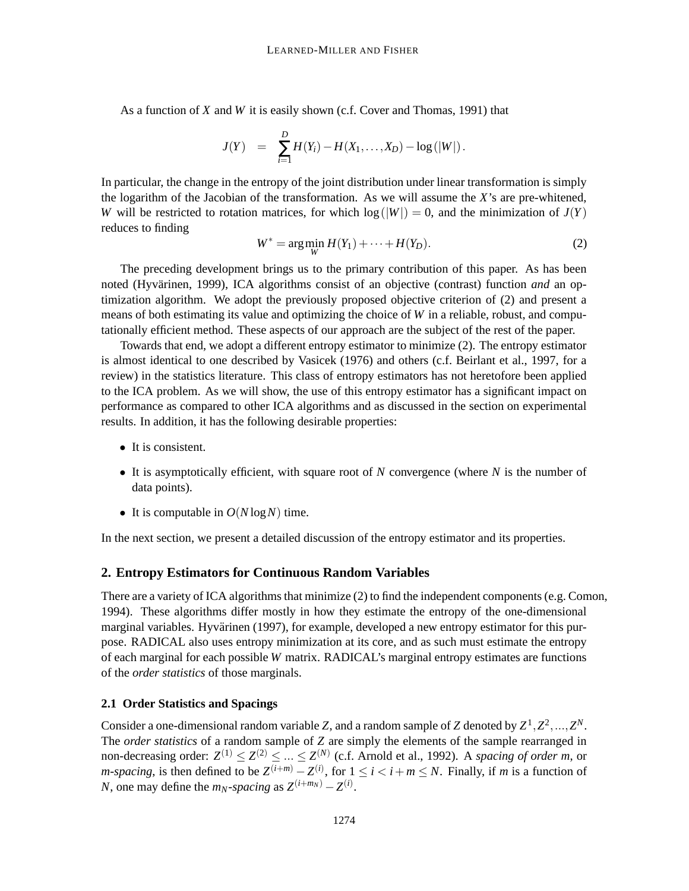As a function of $X$ and $W$ it is easily shown (c.f. Cover and Thomas, 1991) that

$$J(Y) = \sum_{i=1}^{D} H(Y_i) - H(X_1, \ldots, X_D) - \log(|W|).$$

In particular, the change in the entropy of the joint distribution under linear transformation is simply the logarithm of the Jacobian of the transformation. As we will assume the $X$'s are pre-whitened, $W$ will be restricted to rotation matrices, for which $\log(|W|) = 0$, and the minimization of $J(Y)$ reduces to finding

$$W^* = \arg\min_W H(Y_1) + \cdots + H(Y_D). \tag{2}$$

The preceding development brings us to the primary contribution of this paper. As has been noted (Hyvärinen, 1999), ICA algorithms consist of an objective (contrast) function *and* an optimization algorithm. We adopt the previously proposed objective criterion of (2) and present a means of both estimating its value and optimizing the choice of $W$ in a reliable, robust, and computationally efficient method. These aspects of our approach are the subject of the rest of the paper.

Towards that end, we adopt a different entropy estimator to minimize (2). The entropy estimator is almost identical to one described by Vasicek (1976) and others (c.f. Beirlant et al., 1997, for a review) in the statistics literature. This class of entropy estimators has not heretofore been applied to the ICA problem. As we will show, the use of this entropy estimator has a significant impact on performance as compared to other ICA algorithms and as discussed in the section on experimental results. In addition, it has the following desirable properties:

- It is consistent.
- It is asymptotically efficient, with square root of $N$ convergence (where $N$ is the number of data points).
- It is computable in $O(N \log N)$ time.

In the next section, we present a detailed discussion of the entropy estimator and its properties.

## 2. Entropy Estimators for Continuous Random Variables

There are a variety of ICA algorithms that minimize (2) to find the independent components (e.g. Comon, 1994). These algorithms differ mostly in how they estimate the entropy of the one-dimensional marginal variables. Hyvärinen (1997), for example, developed a new entropy estimator for this purpose. RADICAL also uses entropy minimization at its core, and as such must estimate the entropy of each marginal for each possible $W$ matrix. RADICAL's marginal entropy estimates are functions of the *order statistics* of those marginals.

### 2.1 Order Statistics and Spacings

Consider a one-dimensional random variable $Z$, and a random sample of $Z$ denoted by $Z^1, Z^2, \ldots, Z^N$. The *order statistics* of a random sample of $Z$ are simply the elements of the sample rearranged in non-decreasing order: $Z^{(1)} \leq Z^{(2)} \leq \ldots \leq Z^{(N)}$ (c.f. Arnold et al., 1992). A *spacing of order m*, or *m-spacing*, is then defined to be $Z^{(i+m)} - Z^{(i)}$, for $1 \leq i < i+m \leq N$. Finally, if $m$ is a function of $N$, one may define the *$m_N$-spacing* as $Z^{(i+m_N)} - Z^{(i)}$.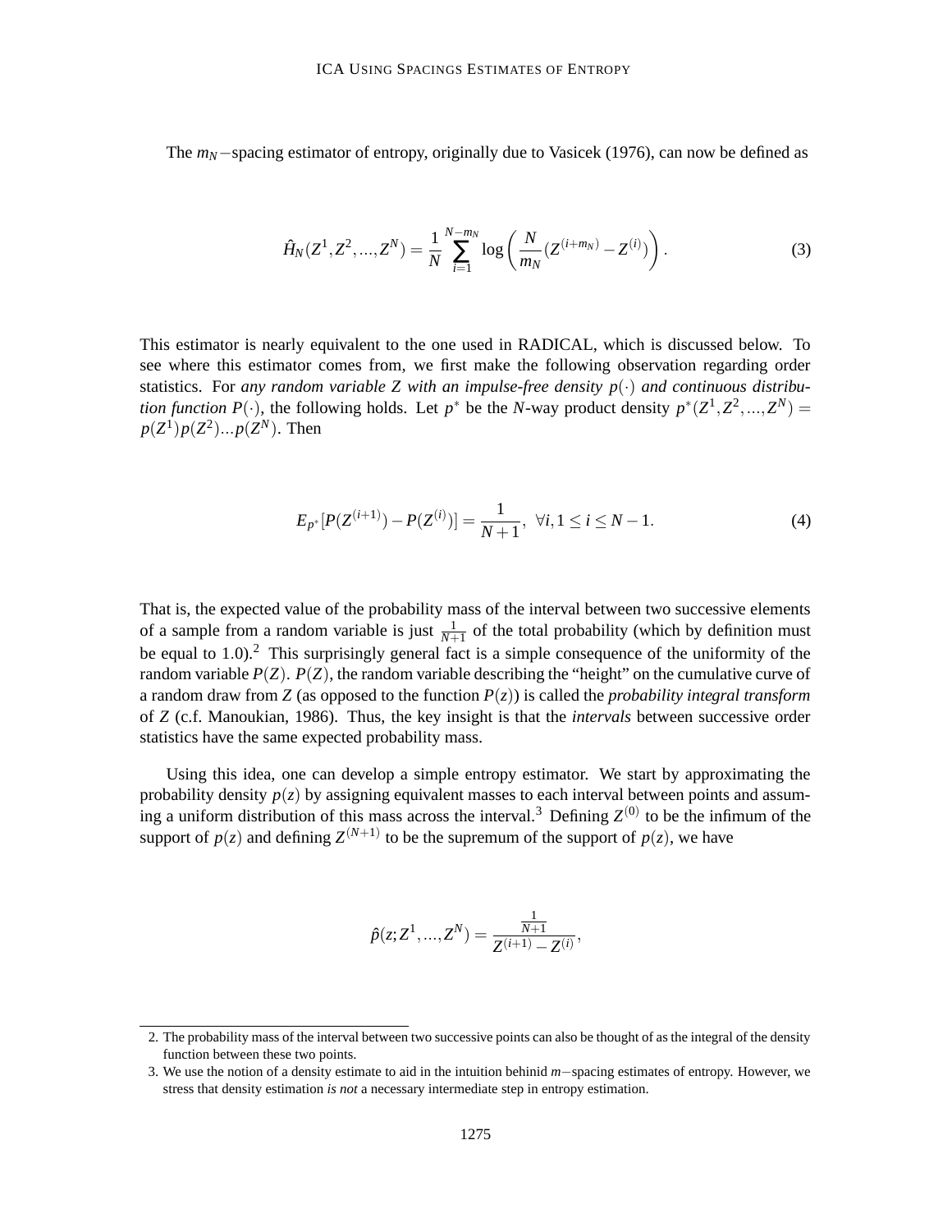The $m_N$−spacing estimator of entropy, originally due to Vasicek (1976), can now be defined as

$$\hat{H}_N(Z^1, Z^2, ..., Z^N) = \frac{1}{N} \sum_{i=1}^{N-m_N} \log\left(\frac{N}{m_N}(Z^{(i+m_N)} - Z^{(i)})\right). \tag{3}$$

This estimator is nearly equivalent to the one used in RADICAL, which is discussed below. To see where this estimator comes from, we first make the following observation regarding order statistics. For *any random variable $Z$ with an impulse-free density $p(\cdot)$ and continuous distribution function $P(\cdot)$*, the following holds. Let $p^*$ be the $N$-way product density $p^*(Z^1, Z^2, ..., Z^N) = p(Z^1)p(Z^2)...p(Z^N)$. Then

$$E_{p^*}[P(Z^{(i+1)}) - P(Z^{(i)})] = \frac{1}{N+1}, \;\; \forall i, 1 \leq i \leq N-1. \tag{4}$$

That is, the expected value of the probability mass of the interval between two successive elements of a sample from a random variable is just $\frac{1}{N+1}$ of the total probability (which by definition must be equal to 1.0).[2] This surprisingly general fact is a simple consequence of the uniformity of the random variable $P(Z)$. $P(Z)$, the random variable describing the "height" on the cumulative curve of a random draw from $Z$ (as opposed to the function $P(z)$) is called the *probability integral transform* of $Z$ (c.f. Manoukian, 1986). Thus, the key insight is that the *intervals* between successive order statistics have the same expected probability mass.

Using this idea, one can develop a simple entropy estimator. We start by approximating the probability density $p(z)$ by assigning equivalent masses to each interval between points and assuming a uniform distribution of this mass across the interval.[3] Defining $Z^{(0)}$ to be the infimum of the support of $p(z)$ and defining $Z^{(N+1)}$ to be the supremum of the support of $p(z)$, we have

$$\hat{p}(z; Z^1, ..., Z^N) = \frac{\frac{1}{N+1}}{Z^{(i+1)} - Z^{(i)}},$$

2. The probability mass of the interval between two successive points can also be thought of as the integral of the density function between these two points.

3. We use the notion of a density estimate to aid in the intuition behinid $m$−spacing estimates of entropy. However, we stress that density estimation *is not* a necessary intermediate step in entropy estimation.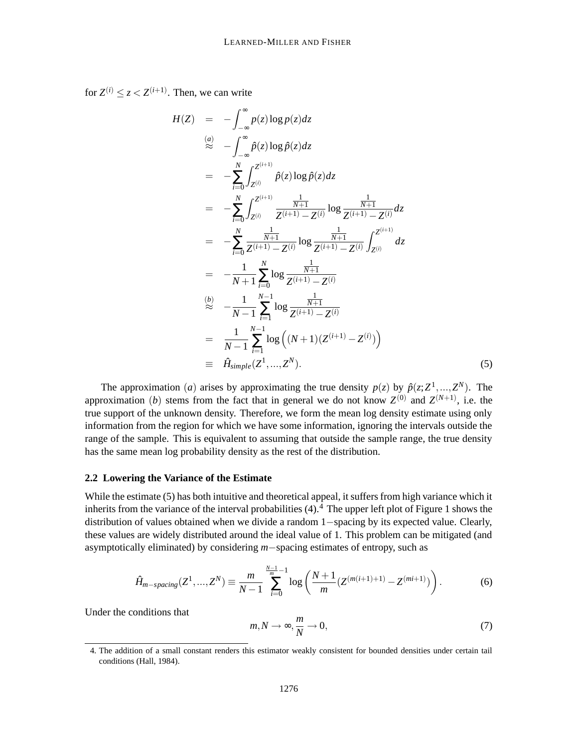for $Z^{(i)} \le z < Z^{(i+1)}$. Then, we can write

$$
\begin{aligned}
H(Z) &= -\int_{-\infty}^{\infty} p(z) \log p(z) dz \\
&\stackrel{(a)}{\approx} -\int_{-\infty}^{\infty} \hat{p}(z) \log \hat{p}(z) dz \\
&= -\sum_{i=0}^{N} \int_{Z^{(i)}}^{Z^{(i+1)}} \hat{p}(z) \log \hat{p}(z) dz \\
&= -\sum_{i=0}^{N} \int_{Z^{(i)}}^{Z^{(i+1)}} \frac{\frac{1}{N+1}}{Z^{(i+1)} - Z^{(i)}} \log \frac{\frac{1}{N+1}}{Z^{(i+1)} - Z^{(i)}} dz \\
&= -\sum_{i=0}^{N} \frac{\frac{1}{N+1}}{Z^{(i+1)} - Z^{(i)}} \log \frac{\frac{1}{N+1}}{Z^{(i+1)} - Z^{(i)}} \int_{Z^{(i)}}^{Z^{(i+1)}} dz \\
&= -\frac{1}{N+1} \sum_{i=0}^{N} \log \frac{\frac{1}{N+1}}{Z^{(i+1)} - Z^{(i)}} \\
&\stackrel{(b)}{\approx} -\frac{1}{N-1} \sum_{i=1}^{N-1} \log \frac{\frac{1}{N+1}}{Z^{(i+1)} - Z^{(i)}} \\
&= \frac{1}{N-1} \sum_{i=1}^{N-1} \log \left( (N+1)(Z^{(i+1)} - Z^{(i)}) \right) \\
&\equiv \hat{H}_{simple}(Z^1, \ldots, Z^N).
\end{aligned} \tag{5}
$$

The approximation $(a)$ arises by approximating the true density $p(z)$ by $\hat{p}(z; Z^1, \ldots, Z^N)$. The approximation $(b)$ stems from the fact that in general we do not know $Z^{(0)}$ and $Z^{(N+1)}$, i.e. the true support of the unknown density. Therefore, we form the mean log density estimate using only information from the region for which we have some information, ignoring the intervals outside the range of the sample. This is equivalent to assuming that outside the sample range, the true density has the same mean log probability density as the rest of the distribution.

### 2.2 Lowering the Variance of the Estimate

While the estimate (5) has both intuitive and theoretical appeal, it suffers from high variance which it inherits from the variance of the interval probabilities (4).[4] The upper left plot of Figure 1 shows the distribution of values obtained when we divide a random $1-$spacing by its expected value. Clearly, these values are widely distributed around the ideal value of 1. This problem can be mitigated (and asymptotically eliminated) by considering $m-$spacing estimates of entropy, such as

$$
\hat{H}_{m-spacing}(Z^1, \ldots, Z^N) \equiv \frac{m}{N-1} \sum_{i=0}^{\frac{N-1}{m}-1} \log \left( \frac{N+1}{m} (Z^{(m(i+1)+1)} - Z^{(mi+1)}) \right). \tag{6}
$$

Under the conditions that

$$
m, N \rightarrow \infty, \frac{m}{N} \rightarrow 0, \tag{7}
$$

4. The addition of a small constant renders this estimator weakly consistent for bounded densities under certain tail conditions (Hall, 1984).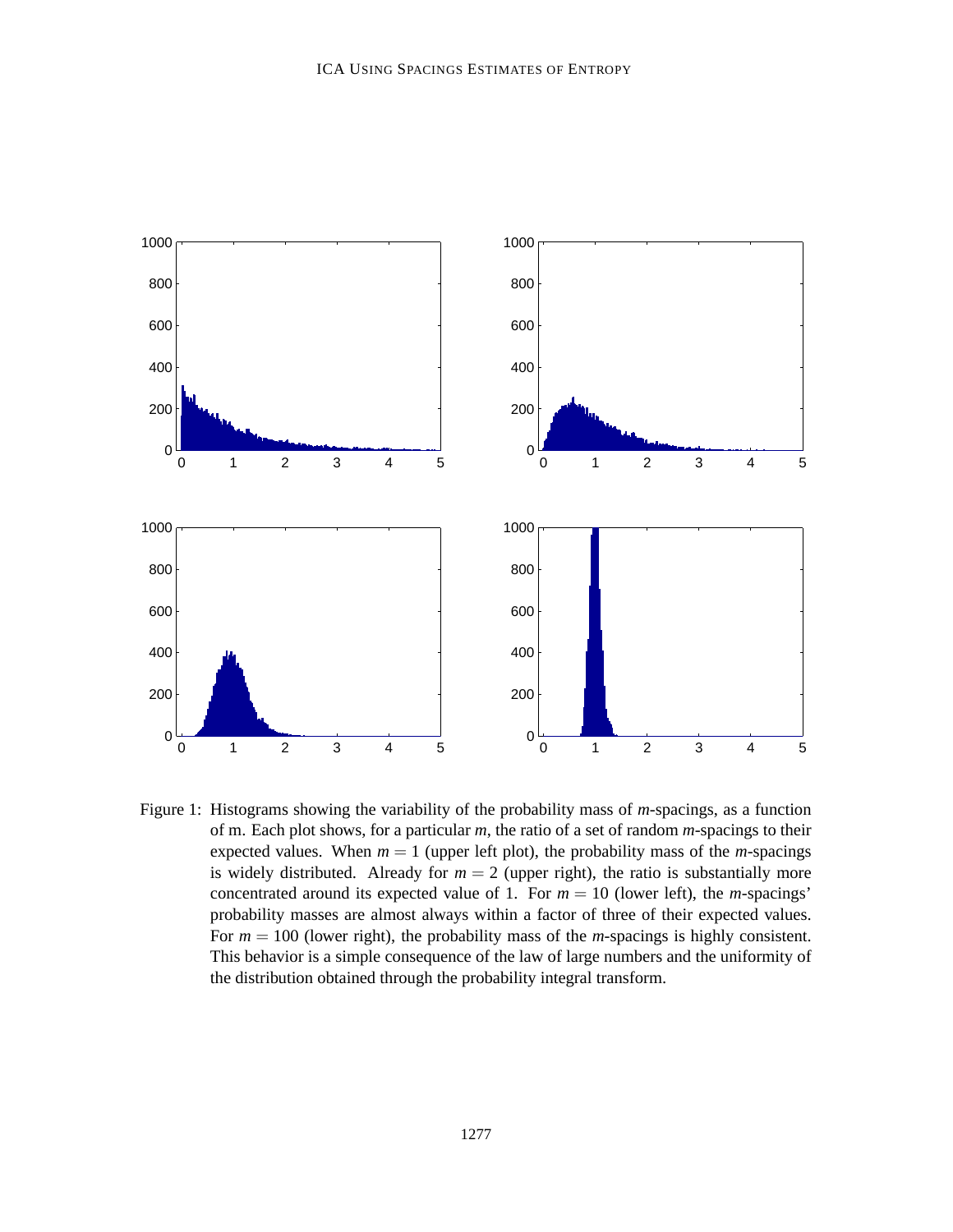Figure 1: Histograms showing the variability of the probability mass of $m$-spacings, as a function of m. Each plot shows, for a particular $m$, the ratio of a set of random $m$-spacings to their expected values. When $m = 1$ (upper left plot), the probability mass of the $m$-spacings is widely distributed. Already for $m = 2$ (upper right), the ratio is substantially more concentrated around its expected value of 1. For $m = 10$ (lower left), the $m$-spacings' probability masses are almost always within a factor of three of their expected values. For $m = 100$ (lower right), the probability mass of the $m$-spacings is highly consistent. This behavior is a simple consequence of the law of large numbers and the uniformity of the distribution obtained through the probability integral transform.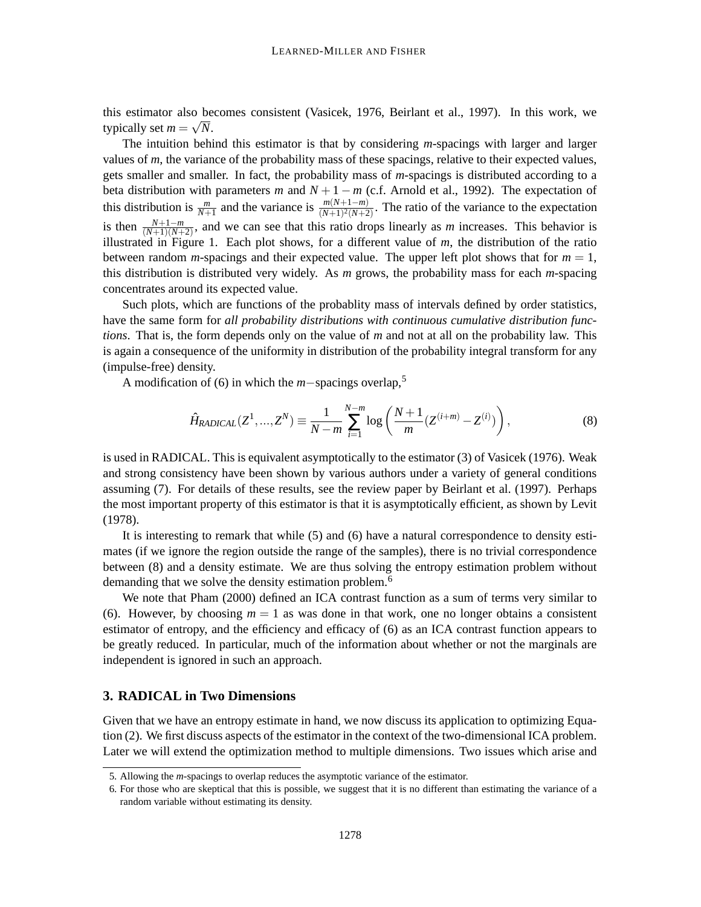this estimator also becomes consistent (Vasicek, 1976, Beirlant et al., 1997). In this work, we typically set $m = \sqrt{N}$.

The intuition behind this estimator is that by considering *m*-spacings with larger and larger values of *m*, the variance of the probability mass of these spacings, relative to their expected values, gets smaller and smaller. In fact, the probability mass of *m*-spacings is distributed according to a beta distribution with parameters *m* and $N+1-m$ (c.f. Arnold et al., 1992). The expectation of this distribution is $\frac{m}{N+1}$ and the variance is $\frac{m(N+1-m)}{(N+1)^2(N+2)}$. The ratio of the variance to the expectation is then $\frac{N+1-m}{(N+1)(N+2)}$, and we can see that this ratio drops linearly as *m* increases. This behavior is illustrated in Figure 1. Each plot shows, for a different value of *m*, the distribution of the ratio between random *m*-spacings and their expected value. The upper left plot shows that for $m = 1$, this distribution is distributed very widely. As *m* grows, the probability mass for each *m*-spacing concentrates around its expected value.

Such plots, which are functions of the probablity mass of intervals defined by order statistics, have the same form for *all probability distributions with continuous cumulative distribution functions*. That is, the form depends only on the value of *m* and not at all on the probability law. This is again a consequence of the uniformity in distribution of the probability integral transform for any (impulse-free) density.

A modification of (6) in which the $m-$spacings overlap,[5]

$$\hat{H}_{RADICAL}(Z^1, ..., Z^N) \equiv \frac{1}{N-m} \sum_{i=1}^{N-m} \log\left(\frac{N+1}{m}(Z^{(i+m)} - Z^{(i)})\right), \tag{8}$$

is used in RADICAL. This is equivalent asymptotically to the estimator (3) of Vasicek (1976). Weak and strong consistency have been shown by various authors under a variety of general conditions assuming (7). For details of these results, see the review paper by Beirlant et al. (1997). Perhaps the most important property of this estimator is that it is asymptotically efficient, as shown by Levit (1978).

It is interesting to remark that while (5) and (6) have a natural correspondence to density estimates (if we ignore the region outside the range of the samples), there is no trivial correspondence between (8) and a density estimate. We are thus solving the entropy estimation problem without demanding that we solve the density estimation problem.[6]

We note that Pham (2000) defined an ICA contrast function as a sum of terms very similar to (6). However, by choosing $m = 1$ as was done in that work, one no longer obtains a consistent estimator of entropy, and the efficiency and efficacy of (6) as an ICA contrast function appears to be greatly reduced. In particular, much of the information about whether or not the marginals are independent is ignored in such an approach.

## 3. RADICAL in Two Dimensions

Given that we have an entropy estimate in hand, we now discuss its application to optimizing Equation (2). We first discuss aspects of the estimator in the context of the two-dimensional ICA problem. Later we will extend the optimization method to multiple dimensions. Two issues which arise and

5. Allowing the *m*-spacings to overlap reduces the asymptotic variance of the estimator.

6. For those who are skeptical that this is possible, we suggest that it is no different than estimating the variance of a random variable without estimating its density.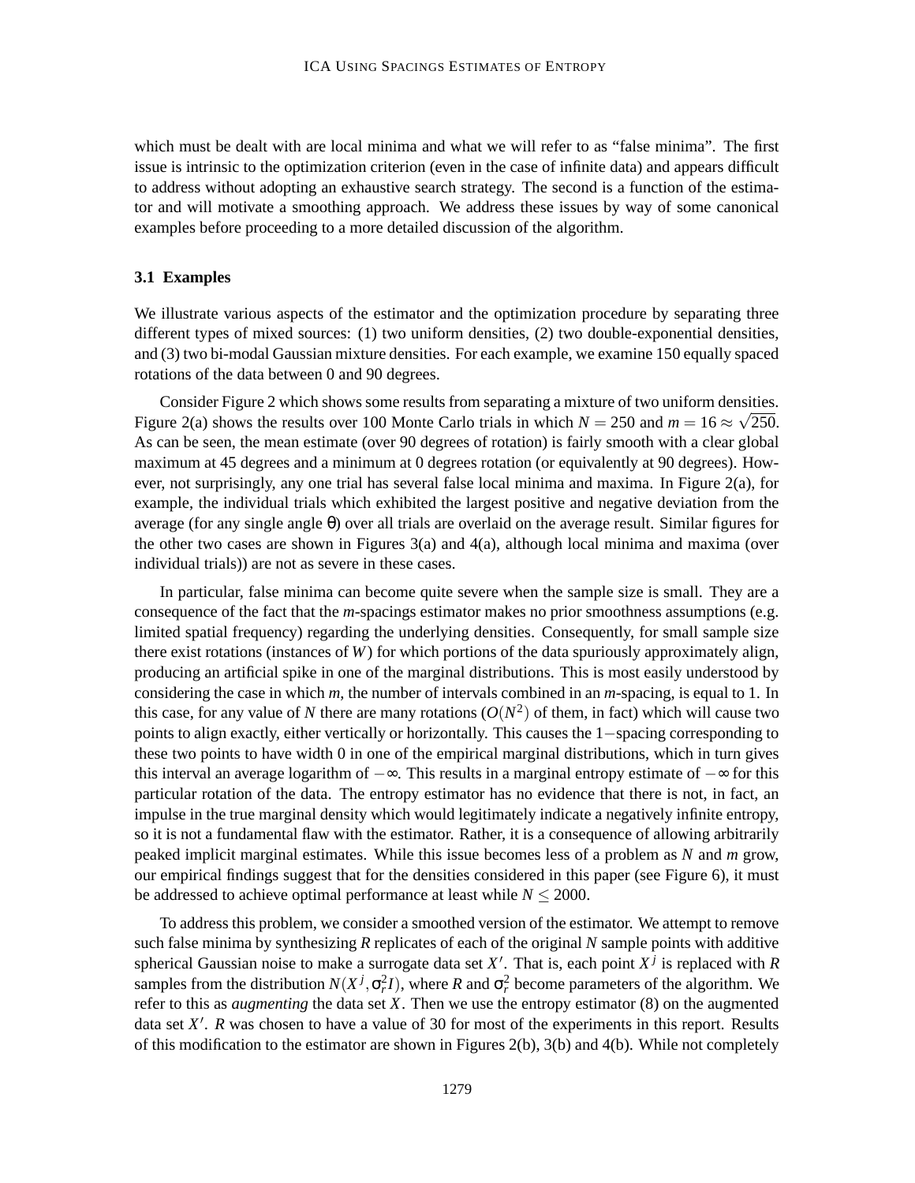which must be dealt with are local minima and what we will refer to as "false minima". The first issue is intrinsic to the optimization criterion (even in the case of infinite data) and appears difficult to address without adopting an exhaustive search strategy. The second is a function of the estimator and will motivate a smoothing approach. We address these issues by way of some canonical examples before proceeding to a more detailed discussion of the algorithm.

### 3.1 Examples

We illustrate various aspects of the estimator and the optimization procedure by separating three different types of mixed sources: (1) two uniform densities, (2) two double-exponential densities, and (3) two bi-modal Gaussian mixture densities. For each example, we examine 150 equally spaced rotations of the data between 0 and 90 degrees.

Consider Figure 2 which shows some results from separating a mixture of two uniform densities. Figure 2(a) shows the results over 100 Monte Carlo trials in which $N = 250$ and $m = 16 \approx \sqrt{250}$. As can be seen, the mean estimate (over 90 degrees of rotation) is fairly smooth with a clear global maximum at 45 degrees and a minimum at 0 degrees rotation (or equivalently at 90 degrees). However, not surprisingly, any one trial has several false local minima and maxima. In Figure 2(a), for example, the individual trials which exhibited the largest positive and negative deviation from the average (for any single angle $\theta$) over all trials are overlaid on the average result. Similar figures for the other two cases are shown in Figures 3(a) and 4(a), although local minima and maxima (over individual trials)) are not as severe in these cases.

In particular, false minima can become quite severe when the sample size is small. They are a consequence of the fact that the *m*-spacings estimator makes no prior smoothness assumptions (e.g. limited spatial frequency) regarding the underlying densities. Consequently, for small sample size there exist rotations (instances of $W$) for which portions of the data spuriously approximately align, producing an artificial spike in one of the marginal distributions. This is most easily understood by considering the case in which $m$, the number of intervals combined in an $m$-spacing, is equal to 1. In this case, for any value of $N$ there are many rotations ($O(N^2)$ of them, in fact) which will cause two points to align exactly, either vertically or horizontally. This causes the $1-$spacing corresponding to these two points to have width 0 in one of the empirical marginal distributions, which in turn gives this interval an average logarithm of $-\infty$. This results in a marginal entropy estimate of $-\infty$ for this particular rotation of the data. The entropy estimator has no evidence that there is not, in fact, an impulse in the true marginal density which would legitimately indicate a negatively infinite entropy, so it is not a fundamental flaw with the estimator. Rather, it is a consequence of allowing arbitrarily peaked implicit marginal estimates. While this issue becomes less of a problem as $N$ and $m$ grow, our empirical findings suggest that for the densities considered in this paper (see Figure 6), it must be addressed to achieve optimal performance at least while $N \leq 2000$.

To address this problem, we consider a smoothed version of the estimator. We attempt to remove such false minima by synthesizing $R$ replicates of each of the original $N$ sample points with additive spherical Gaussian noise to make a surrogate data set $X'$. That is, each point $X^j$ is replaced with $R$ samples from the distribution $N(X^j, \sigma_r^2 I)$, where $R$ and $\sigma_r^2$ become parameters of the algorithm. We refer to this as *augmenting* the data set $X$. Then we use the entropy estimator (8) on the augmented data set $X'$. $R$ was chosen to have a value of 30 for most of the experiments in this report. Results of this modification to the estimator are shown in Figures 2(b), 3(b) and 4(b). While not completely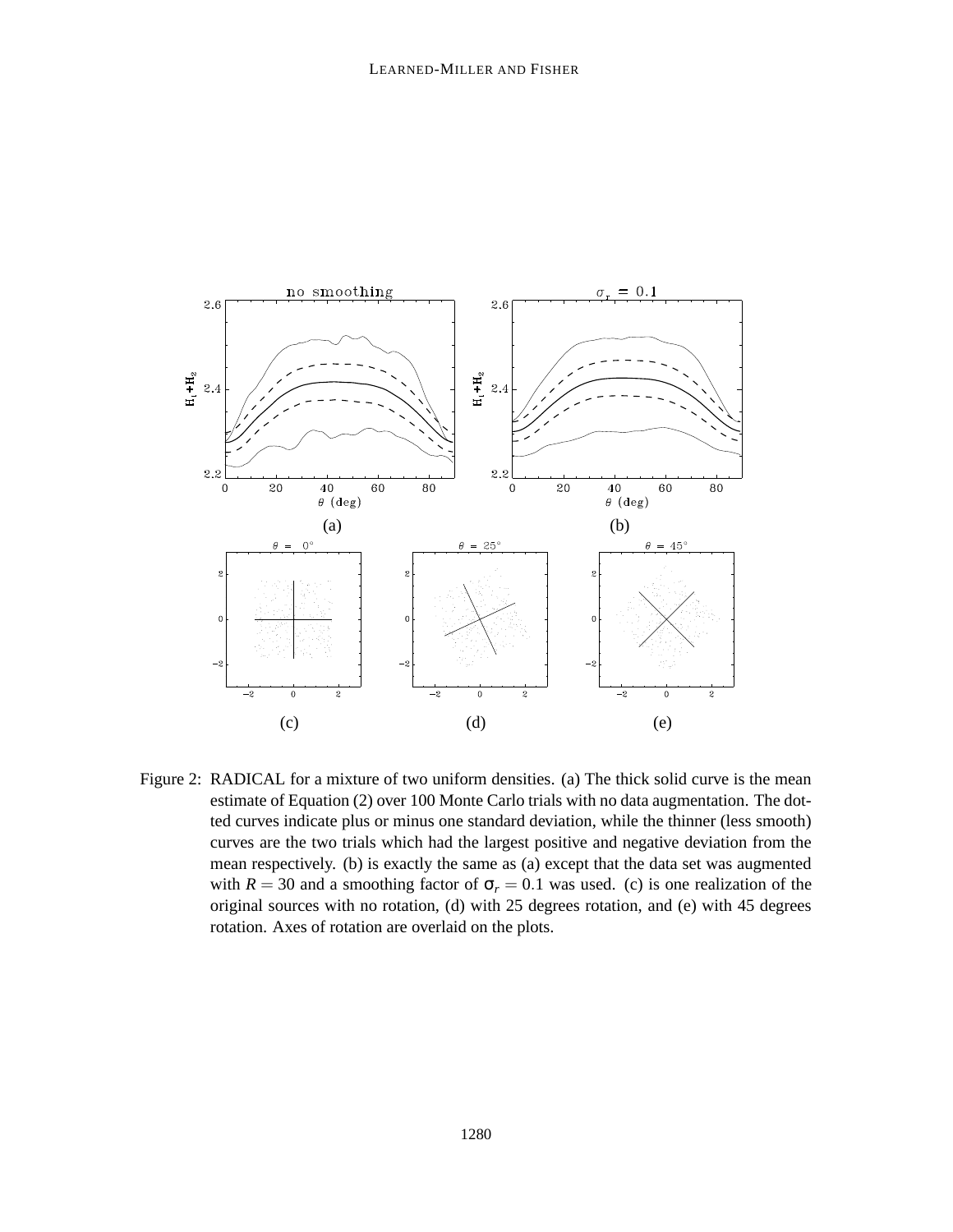Figure 2: RADICAL for a mixture of two uniform densities. (a) The thick solid curve is the mean estimate of Equation (2) over 100 Monte Carlo trials with no data augmentation. The dotted curves indicate plus or minus one standard deviation, while the thinner (less smooth) curves are the two trials which had the largest positive and negative deviation from the mean respectively. (b) is exactly the same as (a) except that the data set was augmented with $R = 30$ and a smoothing factor of $\sigma_r = 0.1$ was used. (c) is one realization of the original sources with no rotation, (d) with 25 degrees rotation, and (e) with 45 degrees rotation. Axes of rotation are overlaid on the plots.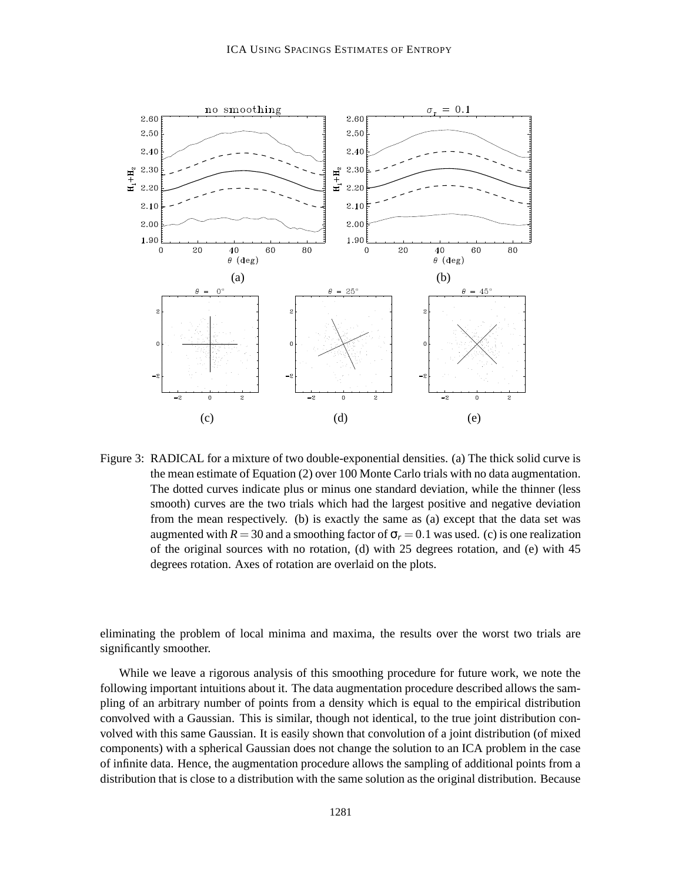Figure 3: RADICAL for a mixture of two double-exponential densities. (a) The thick solid curve is the mean estimate of Equation (2) over 100 Monte Carlo trials with no data augmentation. The dotted curves indicate plus or minus one standard deviation, while the thinner (less smooth) curves are the two trials which had the largest positive and negative deviation from the mean respectively. (b) is exactly the same as (a) except that the data set was augmented with $R = 30$ and a smoothing factor of $\sigma_r = 0.1$ was used. (c) is one realization of the original sources with no rotation, (d) with 25 degrees rotation, and (e) with 45 degrees rotation. Axes of rotation are overlaid on the plots.

eliminating the problem of local minima and maxima, the results over the worst two trials are significantly smoother.

While we leave a rigorous analysis of this smoothing procedure for future work, we note the following important intuitions about it. The data augmentation procedure described allows the sampling of an arbitrary number of points from a density which is equal to the empirical distribution convolved with a Gaussian. This is similar, though not identical, to the true joint distribution convolved with this same Gaussian. It is easily shown that convolution of a joint distribution (of mixed components) with a spherical Gaussian does not change the solution to an ICA problem in the case of infinite data. Hence, the augmentation procedure allows the sampling of additional points from a distribution that is close to a distribution with the same solution as the original distribution. Because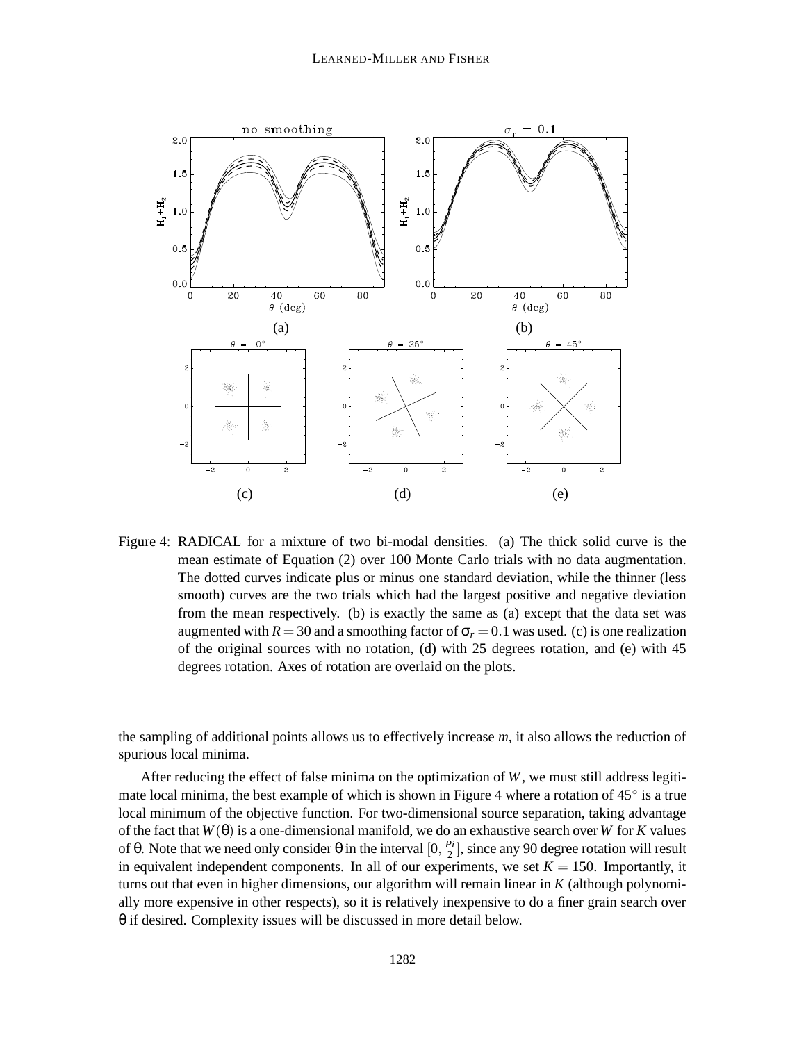Figure 4: RADICAL for a mixture of two bi-modal densities. (a) The thick solid curve is the mean estimate of Equation (2) over 100 Monte Carlo trials with no data augmentation. The dotted curves indicate plus or minus one standard deviation, while the thinner (less smooth) curves are the two trials which had the largest positive and negative deviation from the mean respectively. (b) is exactly the same as (a) except that the data set was augmented with $R = 30$ and a smoothing factor of $\sigma_r = 0.1$ was used. (c) is one realization of the original sources with no rotation, (d) with 25 degrees rotation, and (e) with 45 degrees rotation. Axes of rotation are overlaid on the plots.

the sampling of additional points allows us to effectively increase $m$, it also allows the reduction of spurious local minima.

After reducing the effect of false minima on the optimization of $W$, we must still address legitimate local minima, the best example of which is shown in Figure 4 where a rotation of $45^\circ$ is a true local minimum of the objective function. For two-dimensional source separation, taking advantage of the fact that $W(\theta)$ is a one-dimensional manifold, we do an exhaustive search over $W$ for $K$ values of $\theta$. Note that we need only consider $\theta$ in the interval $[0, \frac{Pi}{2}]$, since any 90 degree rotation will result in equivalent independent components. In all of our experiments, we set $K = 150$. Importantly, it turns out that even in higher dimensions, our algorithm will remain linear in $K$ (although polynomially more expensive in other respects), so it is relatively inexpensive to do a finer grain search over $\theta$ if desired. Complexity issues will be discussed in more detail below.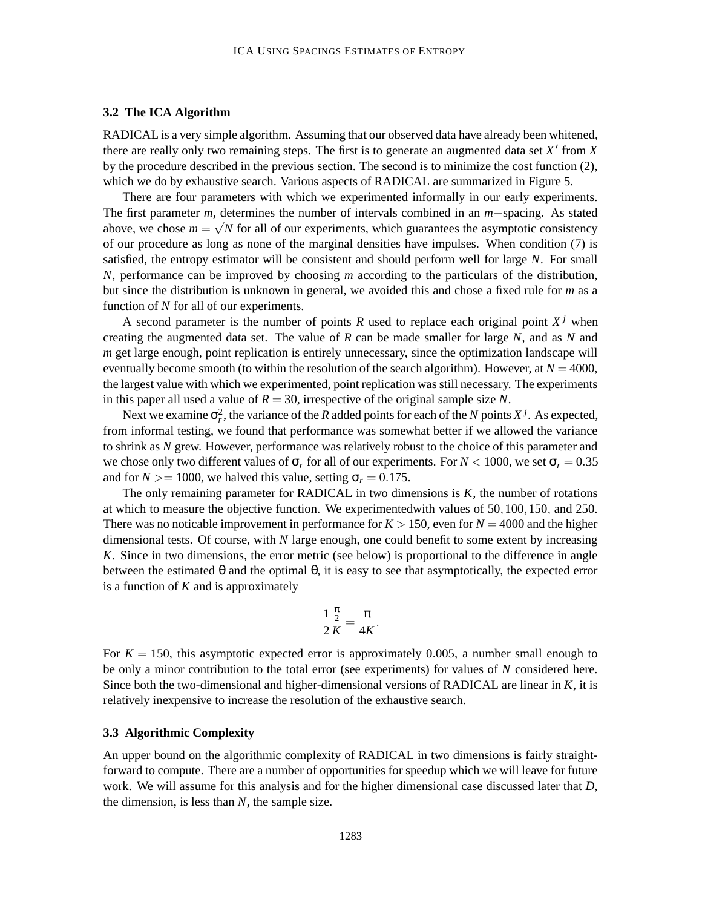### 3.2 The ICA Algorithm

RADICAL is a very simple algorithm. Assuming that our observed data have already been whitened, there are really only two remaining steps. The first is to generate an augmented data set $X'$ from $X$ by the procedure described in the previous section. The second is to minimize the cost function (2), which we do by exhaustive search. Various aspects of RADICAL are summarized in Figure 5.

There are four parameters with which we experimented informally in our early experiments. The first parameter $m$, determines the number of intervals combined in an $m-$spacing. As stated above, we chose $m = \sqrt{N}$ for all of our experiments, which guarantees the asymptotic consistency of our procedure as long as none of the marginal densities have impulses. When condition (7) is satisfied, the entropy estimator will be consistent and should perform well for large $N$. For small $N$, performance can be improved by choosing $m$ according to the particulars of the distribution, but since the distribution is unknown in general, we avoided this and chose a fixed rule for $m$ as a function of $N$ for all of our experiments.

A second parameter is the number of points $R$ used to replace each original point $X^j$ when creating the augmented data set. The value of $R$ can be made smaller for large $N$, and as $N$ and $m$ get large enough, point replication is entirely unnecessary, since the optimization landscape will eventually become smooth (to within the resolution of the search algorithm). However, at $N = 4000$, the largest value with which we experimented, point replication was still necessary. The experiments in this paper all used a value of $R = 30$, irrespective of the original sample size $N$.

Next we examine $\sigma_r^2$, the variance of the $R$ added points for each of the $N$ points $X^j$. As expected, from informal testing, we found that performance was somewhat better if we allowed the variance to shrink as $N$ grew. However, performance was relatively robust to the choice of this parameter and we chose only two different values of $\sigma_r$ for all of our experiments. For $N < 1000$, we set $\sigma_r = 0.35$ and for $N >= 1000$, we halved this value, setting $\sigma_r = 0.175$.

The only remaining parameter for RADICAL in two dimensions is $K$, the number of rotations at which to measure the objective function. We experimentedwith values of $50, 100, 150,$ and 250. There was no noticable improvement in performance for $K > 150$, even for $N = 4000$ and the higher dimensional tests. Of course, with $N$ large enough, one could benefit to some extent by increasing $K$. Since in two dimensions, the error metric (see below) is proportional to the difference in angle between the estimated $\theta$ and the optimal $\theta$, it is easy to see that asymptotically, the expected error is a function of $K$ and is approximately

$$\frac{1}{2}\frac{\frac{\pi}{2}}{K} = \frac{\pi}{4K}.$$

For $K = 150$, this asymptotic expected error is approximately 0.005, a number small enough to be only a minor contribution to the total error (see experiments) for values of $N$ considered here. Since both the two-dimensional and higher-dimensional versions of RADICAL are linear in $K$, it is relatively inexpensive to increase the resolution of the exhaustive search.

### 3.3 Algorithmic Complexity

An upper bound on the algorithmic complexity of RADICAL in two dimensions is fairly straightforward to compute. There are a number of opportunities for speedup which we will leave for future work. We will assume for this analysis and for the higher dimensional case discussed later that $D$, the dimension, is less than $N$, the sample size.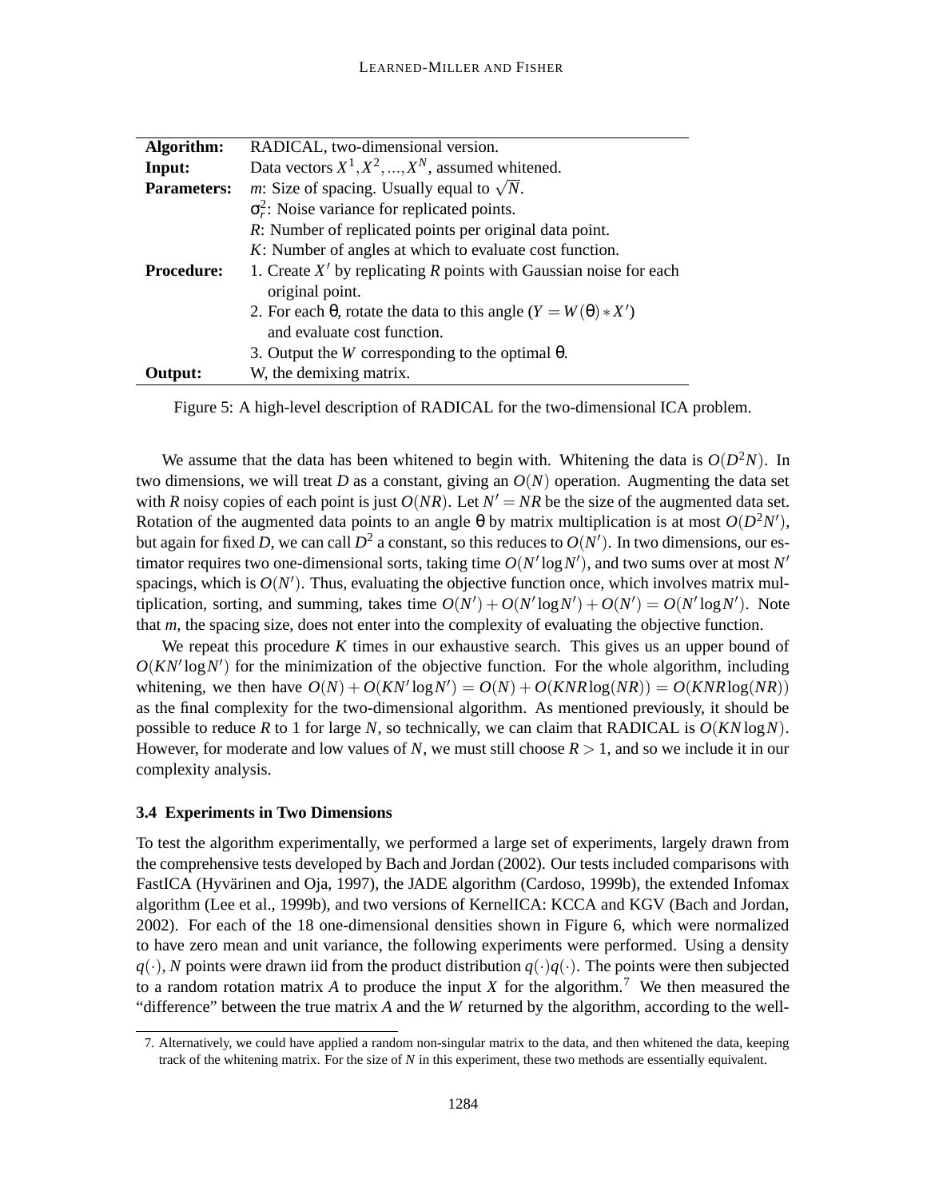| Algorithm: | RADICAL, two-dimensional version. |
|---|---|
| Input: | Data vectors $X^1, X^2, ..., X^N$, assumed whitened. |
| Parameters: | $m$: Size of spacing. Usually equal to $\sqrt{N}$. |
| | $\sigma_r^2$: Noise variance for replicated points. |
| | $R$: Number of replicated points per original data point. |
| | $K$: Number of angles at which to evaluate cost function. |
| Procedure: | 1. Create $X'$ by replicating $R$ points with Gaussian noise for each original point. |
| | 2. For each $\theta$, rotate the data to this angle ($Y = W(\theta) * X'$) and evaluate cost function. |
| | 3. Output the $W$ corresponding to the optimal $\theta$. |
| Output: | W, the demixing matrix. |

Figure 5: A high-level description of RADICAL for the two-dimensional ICA problem.

We assume that the data has been whitened to begin with. Whitening the data is $O(D^2N)$. In two dimensions, we will treat $D$ as a constant, giving an $O(N)$ operation. Augmenting the data set with $R$ noisy copies of each point is just $O(NR)$. Let $N' = NR$ be the size of the augmented data set. Rotation of the augmented data points to an angle $\theta$ by matrix multiplication is at most $O(D^2N')$, but again for fixed $D$, we can call $D^2$ a constant, so this reduces to $O(N')$. In two dimensions, our estimator requires two one-dimensional sorts, taking time $O(N' \log N')$, and two sums over at most $N'$ spacings, which is $O(N')$. Thus, evaluating the objective function once, which involves matrix multiplication, sorting, and summing, takes time $O(N') + O(N' \log N') + O(N') = O(N' \log N')$. Note that $m$, the spacing size, does not enter into the complexity of evaluating the objective function.

We repeat this procedure $K$ times in our exhaustive search. This gives us an upper bound of $O(KN' \log N')$ for the minimization of the objective function. For the whole algorithm, including whitening, we then have $O(N) + O(KN' \log N') = O(N) + O(KNR \log(NR)) = O(KNR \log(NR))$ as the final complexity for the two-dimensional algorithm. As mentioned previously, it should be possible to reduce $R$ to 1 for large $N$, so technically, we can claim that RADICAL is $O(KN \log N)$. However, for moderate and low values of $N$, we must still choose $R > 1$, and so we include it in our complexity analysis.

### 3.4 Experiments in Two Dimensions

To test the algorithm experimentally, we performed a large set of experiments, largely drawn from the comprehensive tests developed by Bach and Jordan (2002). Our tests included comparisons with FastICA (Hyvärinen and Oja, 1997), the JADE algorithm (Cardoso, 1999b), the extended Infomax algorithm (Lee et al., 1999b), and two versions of KernelICA: KCCA and KGV (Bach and Jordan, 2002). For each of the 18 one-dimensional densities shown in Figure 6, which were normalized to have zero mean and unit variance, the following experiments were performed. Using a density $q(\cdot)$, $N$ points were drawn iid from the product distribution $q(\cdot)q(\cdot)$. The points were then subjected to a random rotation matrix $A$ to produce the input $X$ for the algorithm.[7] We then measured the "difference" between the true matrix $A$ and the $W$ returned by the algorithm, according to the well-

7. Alternatively, we could have applied a random non-singular matrix to the data, and then whitened the data, keeping track of the whitening matrix. For the size of $N$ in this experiment, these two methods are essentially equivalent.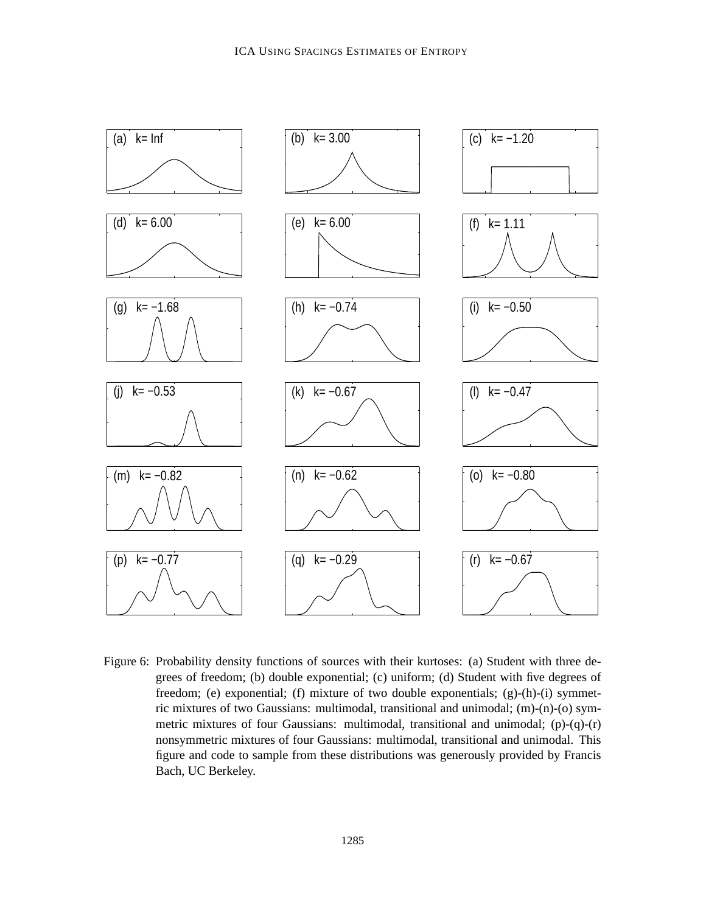(a) k= Inf

(b) k= 3.00

(c) k= −1.20

(d) k= 6.00

(e) k= 6.00

(f) k= 1.11

(g) k= −1.68

(h) k= −0.74

(i) k= −0.50

(j) k= −0.53

(k) k= −0.67

(l) k= −0.47

(m) k= −0.82

(n) k= −0.62

(o) k= −0.80

(p) k= −0.77

(q) k= −0.29

(r) k= −0.67

Figure 6: Probability density functions of sources with their kurtoses: (a) Student with three degrees of freedom; (b) double exponential; (c) uniform; (d) Student with five degrees of freedom; (e) exponential; (f) mixture of two double exponentials; (g)-(h)-(i) symmetric mixtures of two Gaussians: multimodal, transitional and unimodal; (m)-(n)-(o) symmetric mixtures of four Gaussians: multimodal, transitional and unimodal; (p)-(q)-(r) nonsymmetric mixtures of four Gaussians: multimodal, transitional and unimodal. This figure and code to sample from these distributions was generously provided by Francis Bach, UC Berkeley.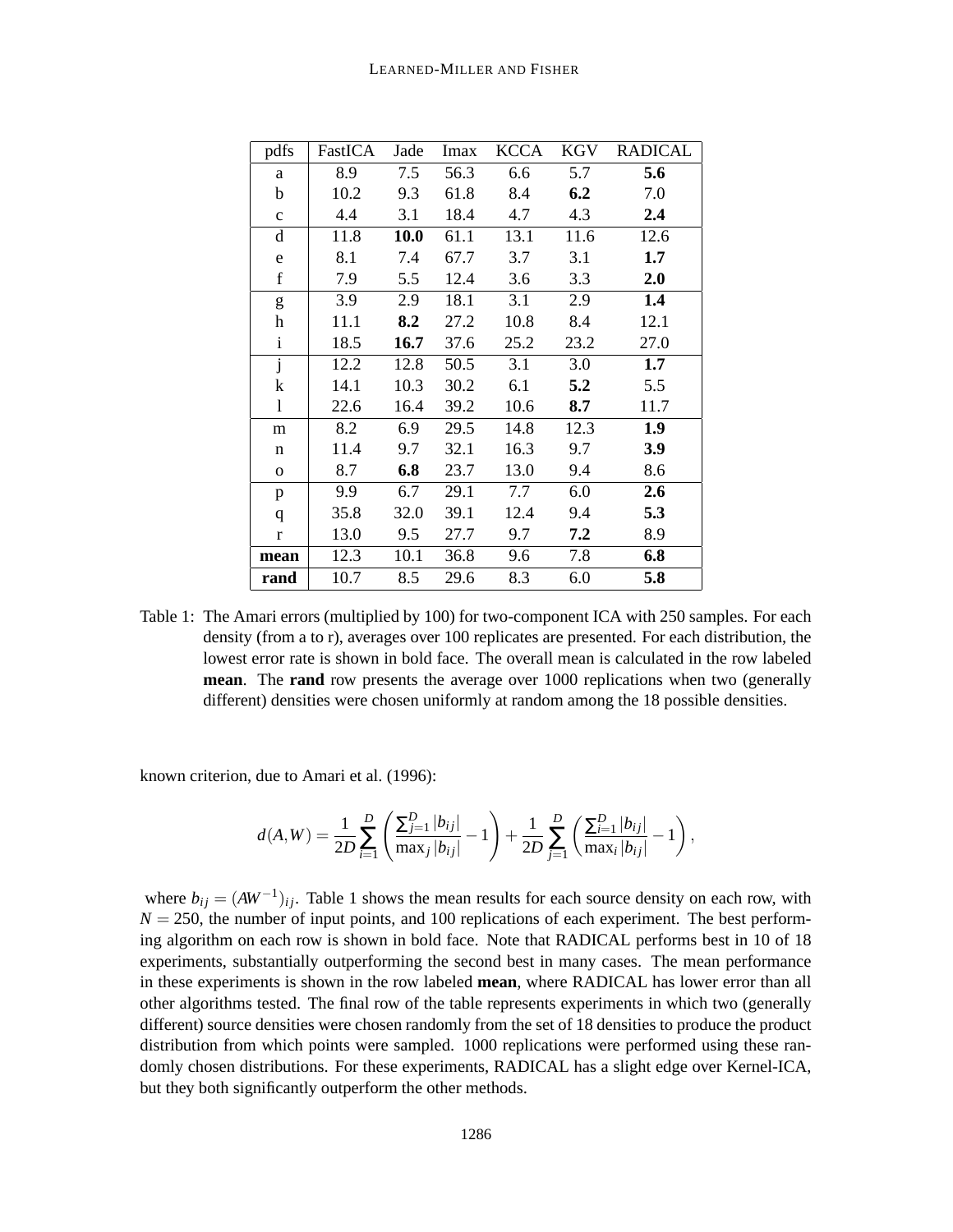| pdfs | FastICA | Jade | Imax | KCCA | KGV | RADICAL |
|---|---|---|---|---|---|---|
| a | 8.9 | 7.5 | 56.3 | 6.6 | 5.7 | **5.6** |
| b | 10.2 | 9.3 | 61.8 | 8.4 | **6.2** | 7.0 |
| c | 4.4 | 3.1 | 18.4 | 4.7 | 4.3 | **2.4** |
| d | 11.8 | **10.0** | 61.1 | 13.1 | 11.6 | 12.6 |
| e | 8.1 | 7.4 | 67.7 | 3.7 | 3.1 | **1.7** |
| f | 7.9 | 5.5 | 12.4 | 3.6 | 3.3 | **2.0** |
| g | 3.9 | 2.9 | 18.1 | 3.1 | 2.9 | **1.4** |
| h | 11.1 | **8.2** | 27.2 | 10.8 | 8.4 | 12.1 |
| i | 18.5 | **16.7** | 37.6 | 25.2 | 23.2 | 27.0 |
| j | 12.2 | 12.8 | 50.5 | 3.1 | 3.0 | **1.7** |
| k | 14.1 | 10.3 | 30.2 | 6.1 | **5.2** | 5.5 |
| l | 22.6 | 16.4 | 39.2 | 10.6 | **8.7** | 11.7 |
| m | 8.2 | 6.9 | 29.5 | 14.8 | 12.3 | **1.9** |
| n | 11.4 | 9.7 | 32.1 | 16.3 | 9.7 | **3.9** |
| o | 8.7 | **6.8** | 23.7 | 13.0 | 9.4 | 8.6 |
| p | 9.9 | 6.7 | 29.1 | 7.7 | 6.0 | **2.6** |
| q | 35.8 | 32.0 | 39.1 | 12.4 | 9.4 | **5.3** |
| r | 13.0 | 9.5 | 27.7 | 9.7 | **7.2** | 8.9 |
| **mean** | 12.3 | 10.1 | 36.8 | 9.6 | 7.8 | **6.8** |
| **rand** | 10.7 | 8.5 | 29.6 | 8.3 | 6.0 | **5.8** |

Table 1: The Amari errors (multiplied by 100) for two-component ICA with 250 samples. For each density (from a to r), averages over 100 replicates are presented. For each distribution, the lowest error rate is shown in bold face. The overall mean is calculated in the row labeled **mean**. The **rand** row presents the average over 1000 replications when two (generally different) densities were chosen uniformly at random among the 18 possible densities.

known criterion, due to Amari et al. (1996):

$$d(A,W) = \frac{1}{2D}\sum_{i=1}^{D}\left(\frac{\sum_{j=1}^{D}|b_{ij}|}{\max_j |b_{ij}|} - 1\right) + \frac{1}{2D}\sum_{j=1}^{D}\left(\frac{\sum_{i=1}^{D}|b_{ij}|}{\max_i |b_{ij}|} - 1\right),$$

where $b_{ij} = (AW^{-1})_{ij}$. Table 1 shows the mean results for each source density on each row, with $N = 250$, the number of input points, and 100 replications of each experiment. The best performing algorithm on each row is shown in bold face. Note that RADICAL performs best in 10 of 18 experiments, substantially outperforming the second best in many cases. The mean performance in these experiments is shown in the row labeled **mean**, where RADICAL has lower error than all other algorithms tested. The final row of the table represents experiments in which two (generally different) source densities were chosen randomly from the set of 18 densities to produce the product distribution from which points were sampled. 1000 replications were performed using these randomly chosen distributions. For these experiments, RADICAL has a slight edge over Kernel-ICA, but they both significantly outperform the other methods.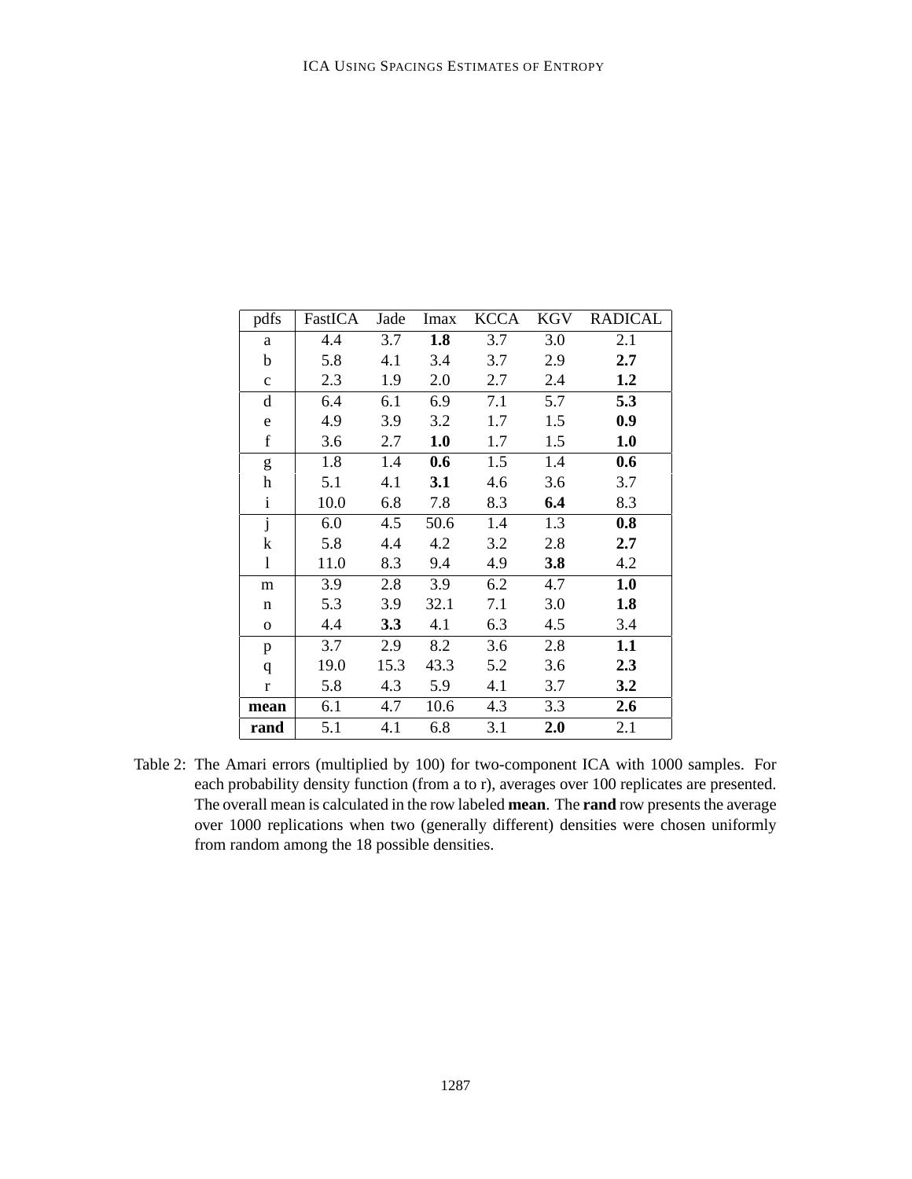| pdfs | FastICA | Jade | Imax | KCCA | KGV | RADICAL |
|---|---|---|---|---|---|---|
| a | 4.4 | 3.7 | **1.8** | 3.7 | 3.0 | 2.1 |
| b | 5.8 | 4.1 | 3.4 | 3.7 | 2.9 | **2.7** |
| c | 2.3 | 1.9 | 2.0 | 2.7 | 2.4 | **1.2** |
| d | 6.4 | 6.1 | 6.9 | 7.1 | 5.7 | **5.3** |
| e | 4.9 | 3.9 | 3.2 | 1.7 | 1.5 | **0.9** |
| f | 3.6 | 2.7 | **1.0** | 1.7 | 1.5 | **1.0** |
| g | 1.8 | 1.4 | **0.6** | 1.5 | 1.4 | **0.6** |
| h | 5.1 | 4.1 | **3.1** | 4.6 | 3.6 | 3.7 |
| i | 10.0 | 6.8 | 7.8 | 8.3 | **6.4** | 8.3 |
| j | 6.0 | 4.5 | 50.6 | 1.4 | 1.3 | **0.8** |
| k | 5.8 | 4.4 | 4.2 | 3.2 | 2.8 | **2.7** |
| l | 11.0 | 8.3 | 9.4 | 4.9 | **3.8** | 4.2 |
| m | 3.9 | 2.8 | 3.9 | 6.2 | 4.7 | **1.0** |
| n | 5.3 | 3.9 | 32.1 | 7.1 | 3.0 | **1.8** |
| o | 4.4 | **3.3** | 4.1 | 6.3 | 4.5 | 3.4 |
| p | 3.7 | 2.9 | 8.2 | 3.6 | 2.8 | **1.1** |
| q | 19.0 | 15.3 | 43.3 | 5.2 | 3.6 | **2.3** |
| r | 5.8 | 4.3 | 5.9 | 4.1 | 3.7 | **3.2** |
| **mean** | 6.1 | 4.7 | 10.6 | 4.3 | 3.3 | **2.6** |
| **rand** | 5.1 | 4.1 | 6.8 | 3.1 | **2.0** | 2.1 |

Table 2: The Amari errors (multiplied by 100) for two-component ICA with 1000 samples. For each probability density function (from a to r), averages over 100 replicates are presented. The overall mean is calculated in the row labeled **mean**. The **rand** row presents the average over 1000 replications when two (generally different) densities were chosen uniformly from random among the 18 possible densities.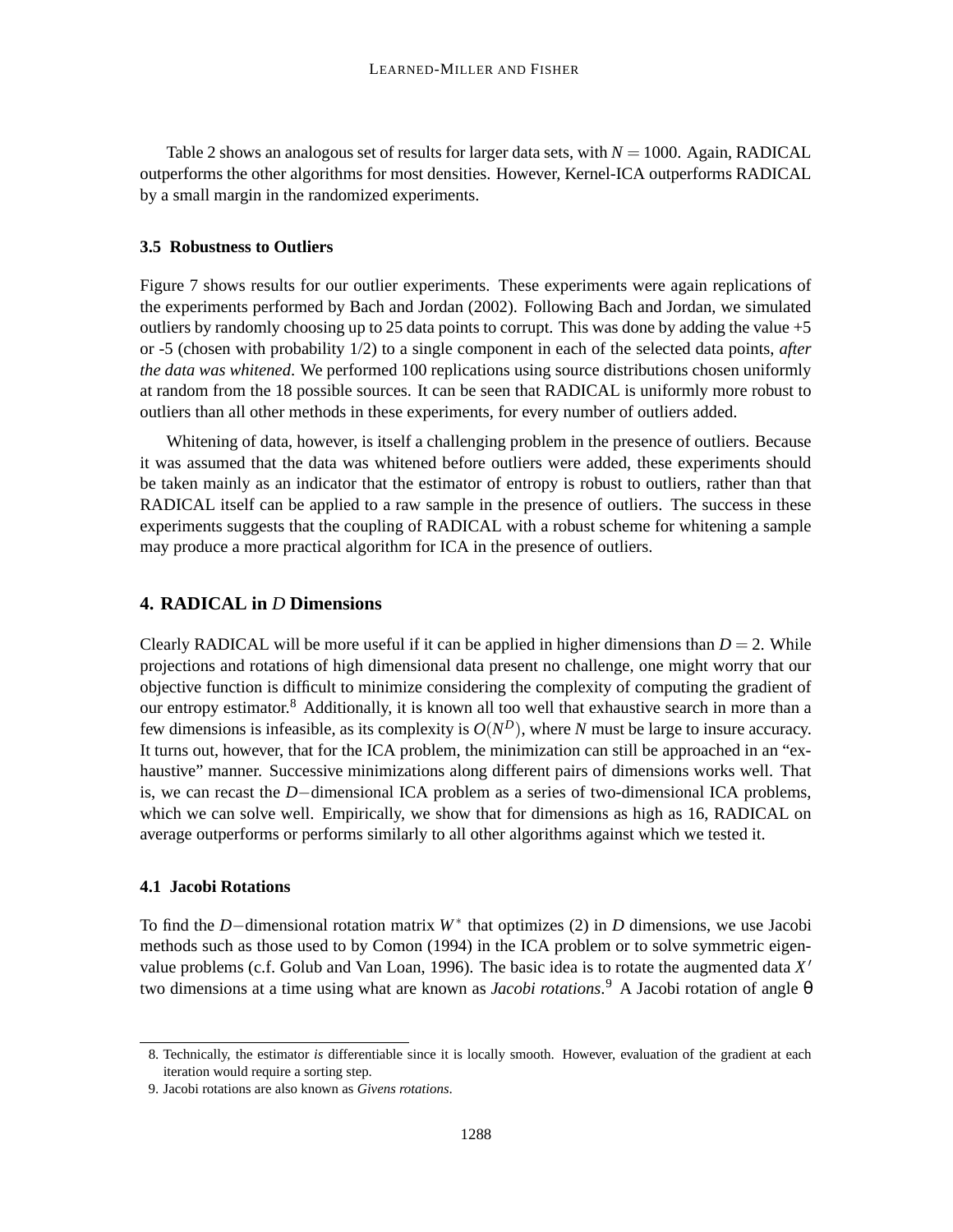Table 2 shows an analogous set of results for larger data sets, with $N = 1000$. Again, RADICAL outperforms the other algorithms for most densities. However, Kernel-ICA outperforms RADICAL by a small margin in the randomized experiments.

### 3.5 Robustness to Outliers

Figure 7 shows results for our outlier experiments. These experiments were again replications of the experiments performed by Bach and Jordan (2002). Following Bach and Jordan, we simulated outliers by randomly choosing up to 25 data points to corrupt. This was done by adding the value +5 or -5 (chosen with probability 1/2) to a single component in each of the selected data points, *after the data was whitened*. We performed 100 replications using source distributions chosen uniformly at random from the 18 possible sources. It can be seen that RADICAL is uniformly more robust to outliers than all other methods in these experiments, for every number of outliers added.

Whitening of data, however, is itself a challenging problem in the presence of outliers. Because it was assumed that the data was whitened before outliers were added, these experiments should be taken mainly as an indicator that the estimator of entropy is robust to outliers, rather than that RADICAL itself can be applied to a raw sample in the presence of outliers. The success in these experiments suggests that the coupling of RADICAL with a robust scheme for whitening a sample may produce a more practical algorithm for ICA in the presence of outliers.

## 4. RADICAL in $D$ Dimensions

Clearly RADICAL will be more useful if it can be applied in higher dimensions than $D = 2$. While projections and rotations of high dimensional data present no challenge, one might worry that our objective function is difficult to minimize considering the complexity of computing the gradient of our entropy estimator.[8] Additionally, it is known all too well that exhaustive search in more than a few dimensions is infeasible, as its complexity is $O(N^D)$, where $N$ must be large to insure accuracy. It turns out, however, that for the ICA problem, the minimization can still be approached in an "exhaustive" manner. Successive minimizations along different pairs of dimensions works well. That is, we can recast the $D-$dimensional ICA problem as a series of two-dimensional ICA problems, which we can solve well. Empirically, we show that for dimensions as high as 16, RADICAL on average outperforms or performs similarly to all other algorithms against which we tested it.

### 4.1 Jacobi Rotations

To find the $D-$dimensional rotation matrix $W^*$ that optimizes (2) in $D$ dimensions, we use Jacobi methods such as those used to by Comon (1994) in the ICA problem or to solve symmetric eigenvalue problems (c.f. Golub and Van Loan, 1996). The basic idea is to rotate the augmented data $X'$ two dimensions at a time using what are known as *Jacobi rotations*.[9] A Jacobi rotation of angle $\theta$

8. Technically, the estimator *is* differentiable since it is locally smooth. However, evaluation of the gradient at each iteration would require a sorting step.

9. Jacobi rotations are also known as *Givens rotations*.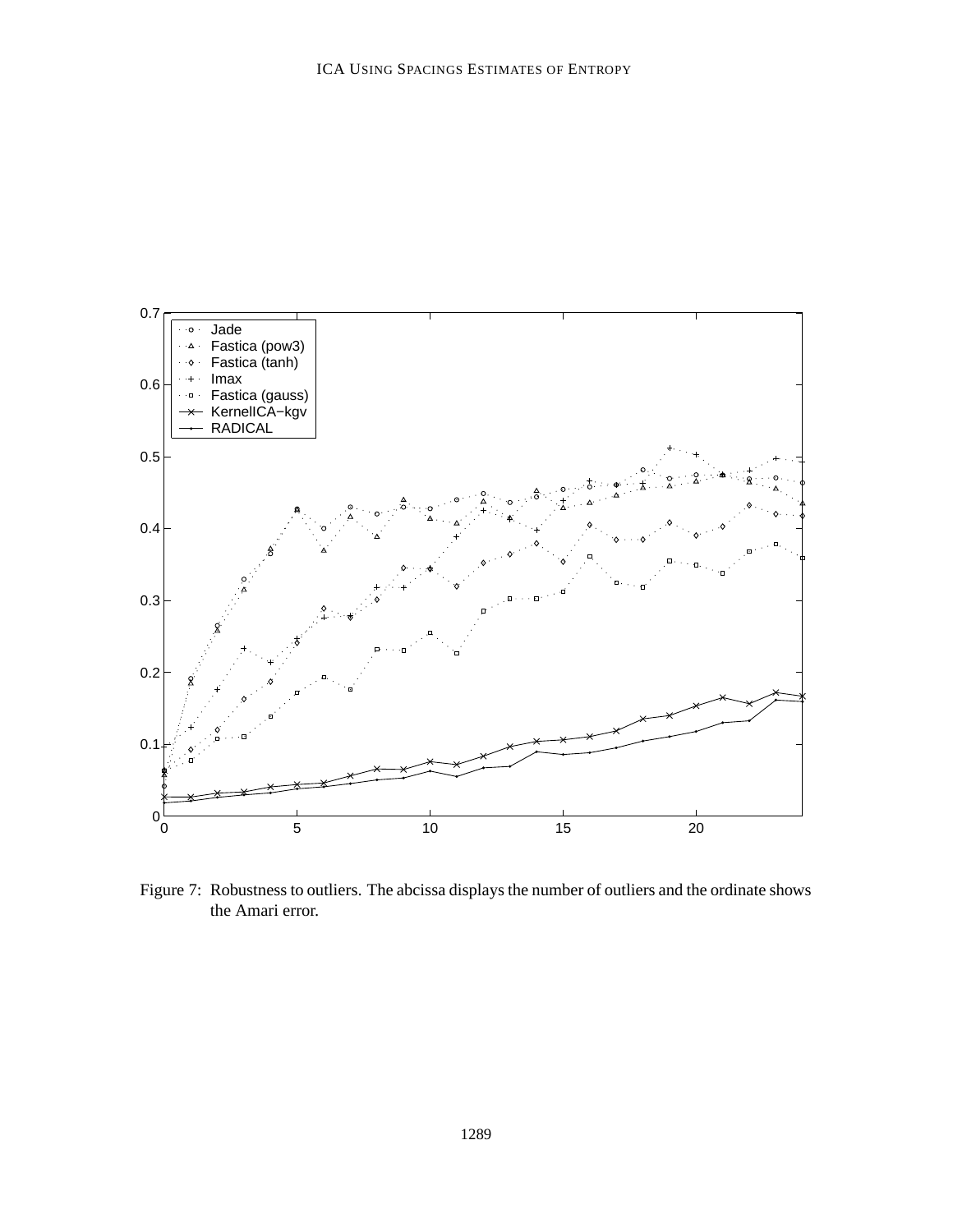Figure 7: Robustness to outliers. The abcissa displays the number of outliers and the ordinate shows the Amari error.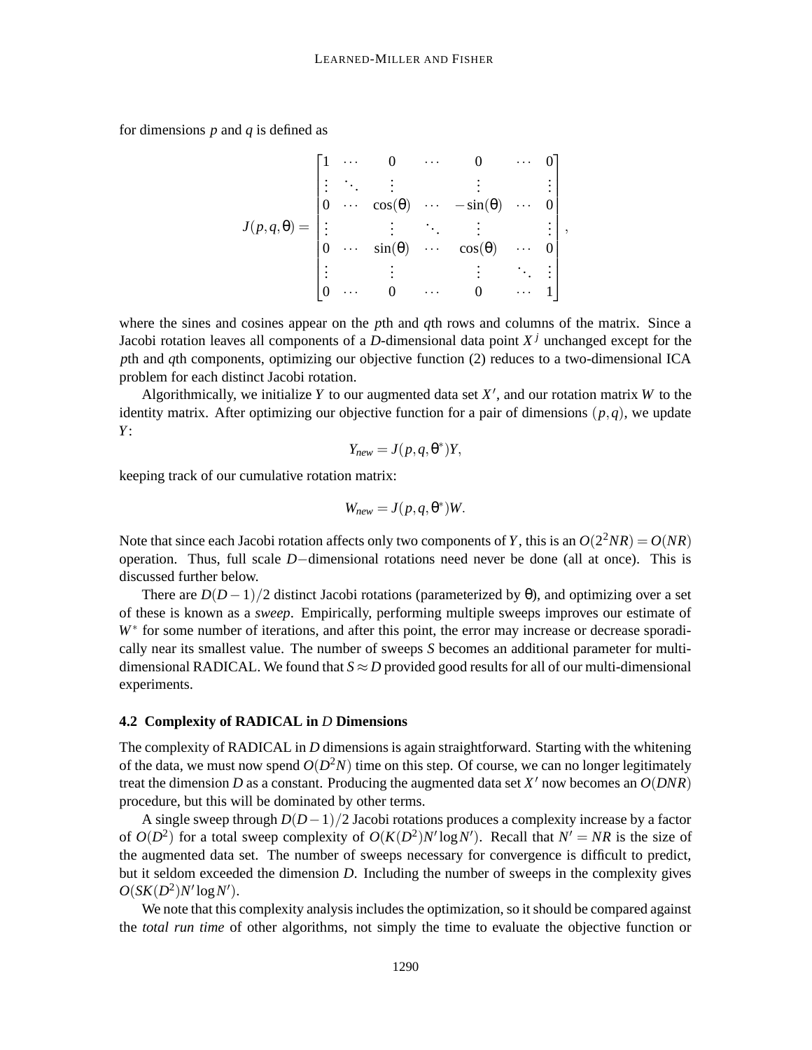for dimensions $p$ and $q$ is defined as

$$J(p,q,\theta) = \begin{bmatrix} 1 & \cdots & 0 & \cdots & 0 & \cdots & 0 \\ \vdots & \ddots & \vdots & & \vdots & & \vdots \\ 0 & \cdots & \cos(\theta) & \cdots & -\sin(\theta) & \cdots & 0 \\ \vdots & & \vdots & \ddots & \vdots & & \vdots \\ 0 & \cdots & \sin(\theta) & \cdots & \cos(\theta) & \cdots & 0 \\ \vdots & & \vdots & & \vdots & \ddots & \vdots \\ 0 & \cdots & 0 & \cdots & 0 & \cdots & 1 \end{bmatrix},$$

where the sines and cosines appear on the $p$th and $q$th rows and columns of the matrix. Since a Jacobi rotation leaves all components of a $D$-dimensional data point $X^j$ unchanged except for the $p$th and $q$th components, optimizing our objective function (2) reduces to a two-dimensional ICA problem for each distinct Jacobi rotation.

Algorithmically, we initialize $Y$ to our augmented data set $X'$, and our rotation matrix $W$ to the identity matrix. After optimizing our objective function for a pair of dimensions $(p,q)$, we update $Y$:

$$Y_{new} = J(p,q,\theta^*)Y,$$

keeping track of our cumulative rotation matrix:

$$W_{new} = J(p,q,\theta^*)W.$$

Note that since each Jacobi rotation affects only two components of $Y$, this is an $O(2^2NR) = O(NR)$ operation. Thus, full scale $D-$dimensional rotations need never be done (all at once). This is discussed further below.

There are $D(D-1)/2$ distinct Jacobi rotations (parameterized by $\theta$), and optimizing over a set of these is known as a *sweep*. Empirically, performing multiple sweeps improves our estimate of $W^*$ for some number of iterations, and after this point, the error may increase or decrease sporadically near its smallest value. The number of sweeps $S$ becomes an additional parameter for multi-dimensional RADICAL. We found that $S \approx D$ provided good results for all of our multi-dimensional experiments.

### 4.2 Complexity of RADICAL in $D$ Dimensions

The complexity of RADICAL in $D$ dimensions is again straightforward. Starting with the whitening of the data, we must now spend $O(D^2N)$ time on this step. Of course, we can no longer legitimately treat the dimension $D$ as a constant. Producing the augmented data set $X'$ now becomes an $O(DNR)$ procedure, but this will be dominated by other terms.

A single sweep through $D(D-1)/2$ Jacobi rotations produces a complexity increase by a factor of $O(D^2)$ for a total sweep complexity of $O(K(D^2)N'\log N')$. Recall that $N' = NR$ is the size of the augmented data set. The number of sweeps necessary for convergence is difficult to predict, but it seldom exceeded the dimension $D$. Including the number of sweeps in the complexity gives $O(SK(D^2)N'\log N')$.

We note that this complexity analysis includes the optimization, so it should be compared against the *total run time* of other algorithms, not simply the time to evaluate the objective function or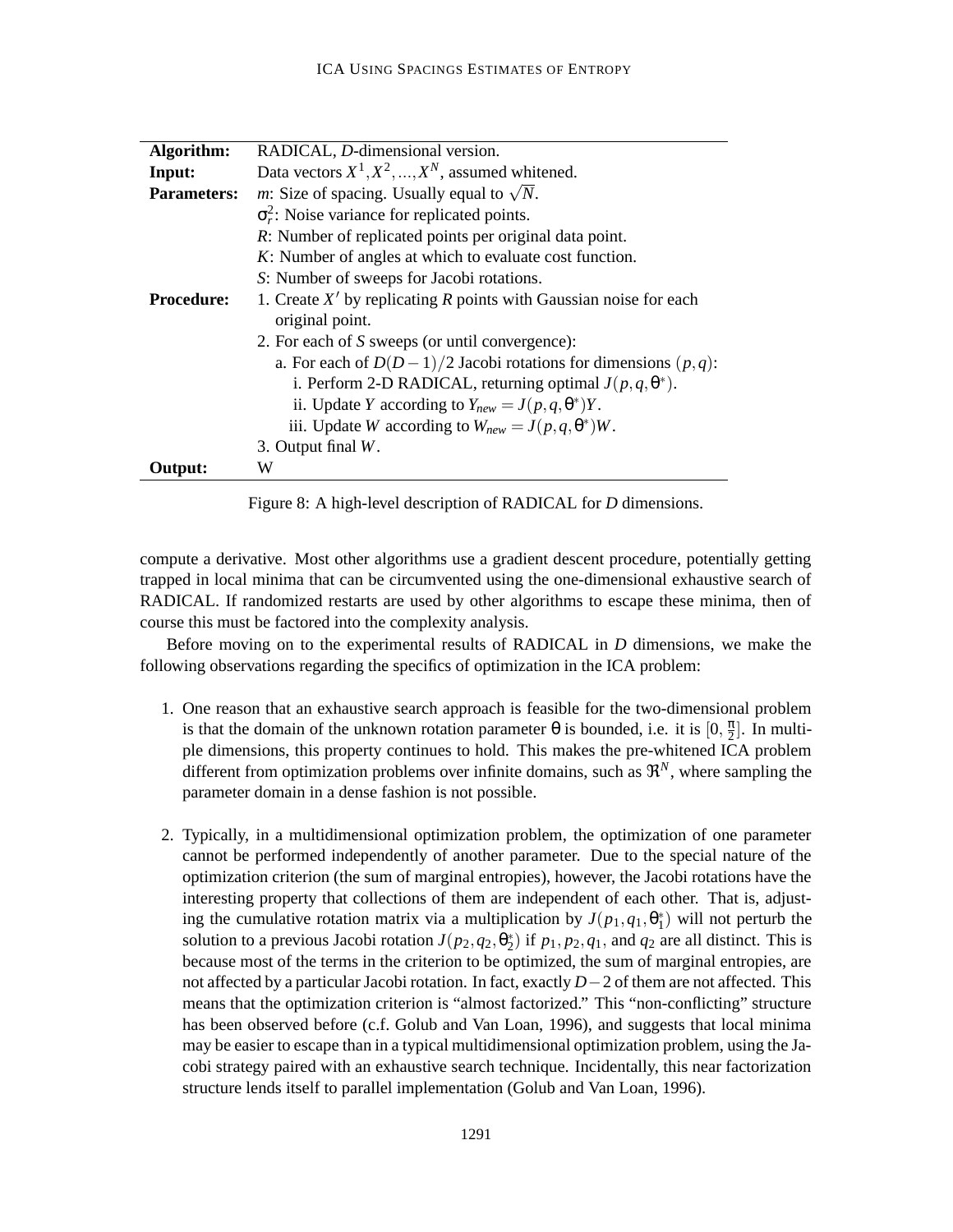| **Algorithm:** | RADICAL, $D$-dimensional version. |
|---|---|
| **Input:** | Data vectors $X^1, X^2, ..., X^N$, assumed whitened. |
| **Parameters:** | $m$: Size of spacing. Usually equal to $\sqrt{N}$. |
| | $\sigma_r^2$: Noise variance for replicated points. |
| | $R$: Number of replicated points per original data point. |
| | $K$: Number of angles at which to evaluate cost function. |
| | $S$: Number of sweeps for Jacobi rotations. |
| **Procedure:** | 1. Create $X'$ by replicating $R$ points with Gaussian noise for each original point. |
| | 2. For each of $S$ sweeps (or until convergence): |
| | a. For each of $D(D-1)/2$ Jacobi rotations for dimensions $(p,q)$: |
| | i. Perform 2-D RADICAL, returning optimal $J(p,q,\theta^*)$. |
| | ii. Update $Y$ according to $Y_{new} = J(p,q,\theta^*)Y$. |
| | iii. Update $W$ according to $W_{new} = J(p,q,\theta^*)W$. |
| | 3. Output final $W$. |
| **Output:** | W |

Figure 8: A high-level description of RADICAL for $D$ dimensions.

compute a derivative. Most other algorithms use a gradient descent procedure, potentially getting trapped in local minima that can be circumvented using the one-dimensional exhaustive search of RADICAL. If randomized restarts are used by other algorithms to escape these minima, then of course this must be factored into the complexity analysis.

Before moving on to the experimental results of RADICAL in $D$ dimensions, we make the following observations regarding the specifics of optimization in the ICA problem:

1. One reason that an exhaustive search approach is feasible for the two-dimensional problem is that the domain of the unknown rotation parameter $\theta$ is bounded, i.e. it is $[0, \frac{\pi}{2}]$. In multiple dimensions, this property continues to hold. This makes the pre-whitened ICA problem different from optimization problems over infinite domains, such as $\Re^N$, where sampling the parameter domain in a dense fashion is not possible.

2. Typically, in a multidimensional optimization problem, the optimization of one parameter cannot be performed independently of another parameter. Due to the special nature of the optimization criterion (the sum of marginal entropies), however, the Jacobi rotations have the interesting property that collections of them are independent of each other. That is, adjusting the cumulative rotation matrix via a multiplication by $J(p_1, q_1, \theta_1^*)$ will not perturb the solution to a previous Jacobi rotation $J(p_2, q_2, \theta_2^*)$ if $p_1, p_2, q_1$, and $q_2$ are all distinct. This is because most of the terms in the criterion to be optimized, the sum of marginal entropies, are not affected by a particular Jacobi rotation. In fact, exactly $D-2$ of them are not affected. This means that the optimization criterion is "almost factorized." This "non-conflicting" structure has been observed before (c.f. Golub and Van Loan, 1996), and suggests that local minima may be easier to escape than in a typical multidimensional optimization problem, using the Jacobi strategy paired with an exhaustive search technique. Incidentally, this near factorization structure lends itself to parallel implementation (Golub and Van Loan, 1996).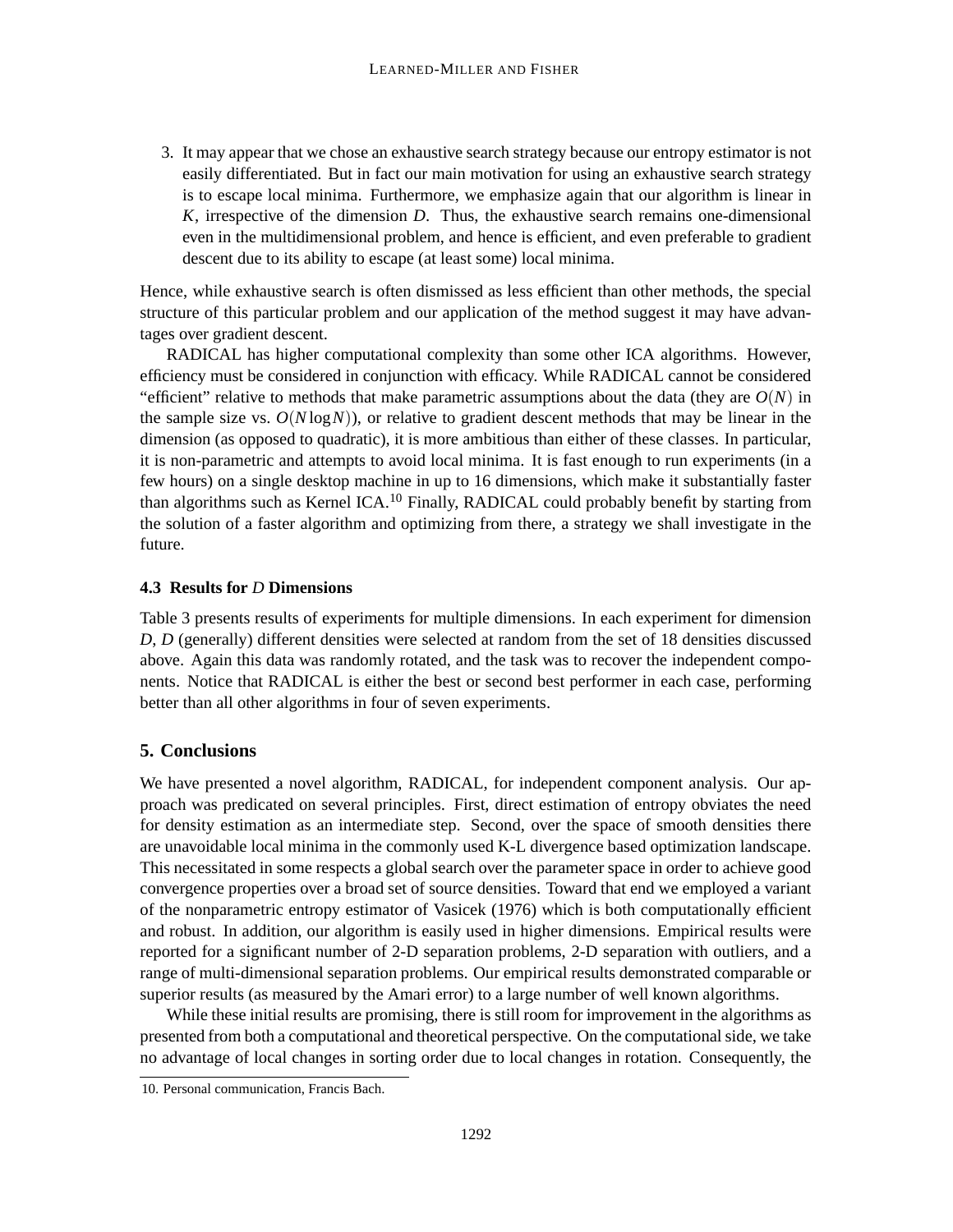3. It may appear that we chose an exhaustive search strategy because our entropy estimator is not easily differentiated. But in fact our main motivation for using an exhaustive search strategy is to escape local minima. Furthermore, we emphasize again that our algorithm is linear in $K$, irrespective of the dimension $D$. Thus, the exhaustive search remains one-dimensional even in the multidimensional problem, and hence is efficient, and even preferable to gradient descent due to its ability to escape (at least some) local minima.

Hence, while exhaustive search is often dismissed as less efficient than other methods, the special structure of this particular problem and our application of the method suggest it may have advantages over gradient descent.

RADICAL has higher computational complexity than some other ICA algorithms. However, efficiency must be considered in conjunction with efficacy. While RADICAL cannot be considered "efficient" relative to methods that make parametric assumptions about the data (they are $O(N)$ in the sample size vs. $O(N \log N)$), or relative to gradient descent methods that may be linear in the dimension (as opposed to quadratic), it is more ambitious than either of these classes. In particular, it is non-parametric and attempts to avoid local minima. It is fast enough to run experiments (in a few hours) on a single desktop machine in up to 16 dimensions, which make it substantially faster than algorithms such as Kernel ICA.[10] Finally, RADICAL could probably benefit by starting from the solution of a faster algorithm and optimizing from there, a strategy we shall investigate in the future.

### 4.3 Results for $D$ Dimensions

Table 3 presents results of experiments for multiple dimensions. In each experiment for dimension $D$, $D$ (generally) different densities were selected at random from the set of 18 densities discussed above. Again this data was randomly rotated, and the task was to recover the independent components. Notice that RADICAL is either the best or second best performer in each case, performing better than all other algorithms in four of seven experiments.

## 5. Conclusions

We have presented a novel algorithm, RADICAL, for independent component analysis. Our approach was predicated on several principles. First, direct estimation of entropy obviates the need for density estimation as an intermediate step. Second, over the space of smooth densities there are unavoidable local minima in the commonly used K-L divergence based optimization landscape. This necessitated in some respects a global search over the parameter space in order to achieve good convergence properties over a broad set of source densities. Toward that end we employed a variant of the nonparametric entropy estimator of Vasicek (1976) which is both computationally efficient and robust. In addition, our algorithm is easily used in higher dimensions. Empirical results were reported for a significant number of 2-D separation problems, 2-D separation with outliers, and a range of multi-dimensional separation problems. Our empirical results demonstrated comparable or superior results (as measured by the Amari error) to a large number of well known algorithms.

While these initial results are promising, there is still room for improvement in the algorithms as presented from both a computational and theoretical perspective. On the computational side, we take no advantage of local changes in sorting order due to local changes in rotation. Consequently, the

10. Personal communication, Francis Bach.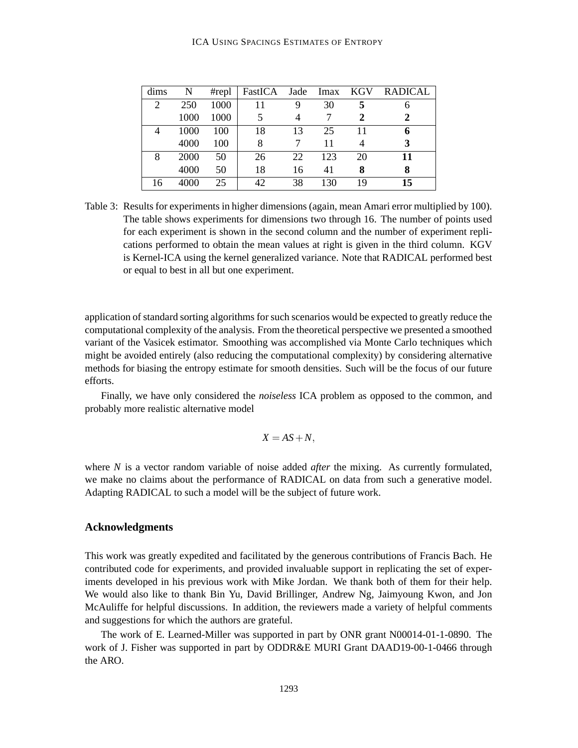| dims | N | #repl | FastICA | Jade | Imax | KGV | RADICAL |
|---|---|---|---|---|---|---|---|
| 2 | 250 | 1000 | 11 | 9 | 30 | **5** | 6 |
| | 1000 | 1000 | 5 | 4 | 7 | **2** | **2** |
| 4 | 1000 | 100 | 18 | 13 | 25 | 11 | **6** |
| | 4000 | 100 | 8 | 7 | 11 | 4 | **3** |
| 8 | 2000 | 50 | 26 | 22 | 123 | 20 | **11** |
| | 4000 | 50 | 18 | 16 | 41 | **8** | **8** |
| 16 | 4000 | 25 | 42 | 38 | 130 | 19 | **15** |

Table 3: Results for experiments in higher dimensions (again, mean Amari error multiplied by 100). The table shows experiments for dimensions two through 16. The number of points used for each experiment is shown in the second column and the number of experiment replications performed to obtain the mean values at right is given in the third column. KGV is Kernel-ICA using the kernel generalized variance. Note that RADICAL performed best or equal to best in all but one experiment.

application of standard sorting algorithms for such scenarios would be expected to greatly reduce the computational complexity of the analysis. From the theoretical perspective we presented a smoothed variant of the Vasicek estimator. Smoothing was accomplished via Monte Carlo techniques which might be avoided entirely (also reducing the computational complexity) by considering alternative methods for biasing the entropy estimate for smooth densities. Such will be the focus of our future efforts.

Finally, we have only considered the *noiseless* ICA problem as opposed to the common, and probably more realistic alternative model

$$X = AS + N,$$

where $N$ is a vector random variable of noise added *after* the mixing. As currently formulated, we make no claims about the performance of RADICAL on data from such a generative model. Adapting RADICAL to such a model will be the subject of future work.

## Acknowledgments

This work was greatly expedited and facilitated by the generous contributions of Francis Bach. He contributed code for experiments, and provided invaluable support in replicating the set of experiments developed in his previous work with Mike Jordan. We thank both of them for their help. We would also like to thank Bin Yu, David Brillinger, Andrew Ng, Jaimyoung Kwon, and Jon McAuliffe for helpful discussions. In addition, the reviewers made a variety of helpful comments and suggestions for which the authors are grateful.

The work of E. Learned-Miller was supported in part by ONR grant N00014-01-1-0890. The work of J. Fisher was supported in part by ODDR&E MURI Grant DAAD19-00-1-0466 through the ARO.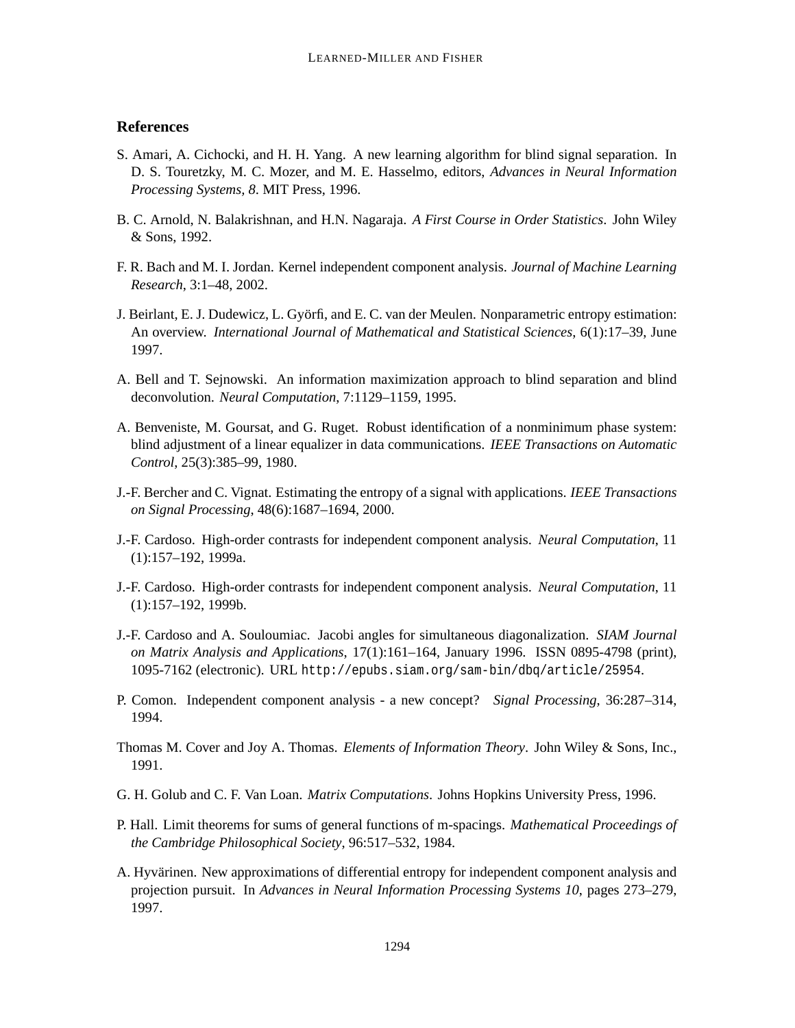## References

S. Amari, A. Cichocki, and H. H. Yang. A new learning algorithm for blind signal separation. In D. S. Touretzky, M. C. Mozer, and M. E. Hasselmo, editors, *Advances in Neural Information Processing Systems, 8*. MIT Press, 1996.

B. C. Arnold, N. Balakrishnan, and H.N. Nagaraja. *A First Course in Order Statistics*. John Wiley & Sons, 1992.

F. R. Bach and M. I. Jordan. Kernel independent component analysis. *Journal of Machine Learning Research*, 3:1–48, 2002.

J. Beirlant, E. J. Dudewicz, L. Györfi, and E. C. van der Meulen. Nonparametric entropy estimation: An overview. *International Journal of Mathematical and Statistical Sciences*, 6(1):17–39, June 1997.

A. Bell and T. Sejnowski. An information maximization approach to blind separation and blind deconvolution. *Neural Computation*, 7:1129–1159, 1995.

A. Benveniste, M. Goursat, and G. Ruget. Robust identification of a nonminimum phase system: blind adjustment of a linear equalizer in data communications. *IEEE Transactions on Automatic Control*, 25(3):385–99, 1980.

J.-F. Bercher and C. Vignat. Estimating the entropy of a signal with applications. *IEEE Transactions on Signal Processing*, 48(6):1687–1694, 2000.

J.-F. Cardoso. High-order contrasts for independent component analysis. *Neural Computation*, 11 (1):157–192, 1999a.

J.-F. Cardoso. High-order contrasts for independent component analysis. *Neural Computation*, 11 (1):157–192, 1999b.

J.-F. Cardoso and A. Souloumiac. Jacobi angles for simultaneous diagonalization. *SIAM Journal on Matrix Analysis and Applications*, 17(1):161–164, January 1996. ISSN 0895-4798 (print), 1095-7162 (electronic). URL `http://epubs.siam.org/sam-bin/dbq/article/25954`.

P. Comon. Independent component analysis - a new concept? *Signal Processing*, 36:287–314, 1994.

Thomas M. Cover and Joy A. Thomas. *Elements of Information Theory*. John Wiley & Sons, Inc., 1991.

G. H. Golub and C. F. Van Loan. *Matrix Computations*. Johns Hopkins University Press, 1996.

P. Hall. Limit theorems for sums of general functions of m-spacings. *Mathematical Proceedings of the Cambridge Philosophical Society*, 96:517–532, 1984.

A. Hyvärinen. New approximations of differential entropy for independent component analysis and projection pursuit. In *Advances in Neural Information Processing Systems 10*, pages 273–279, 1997.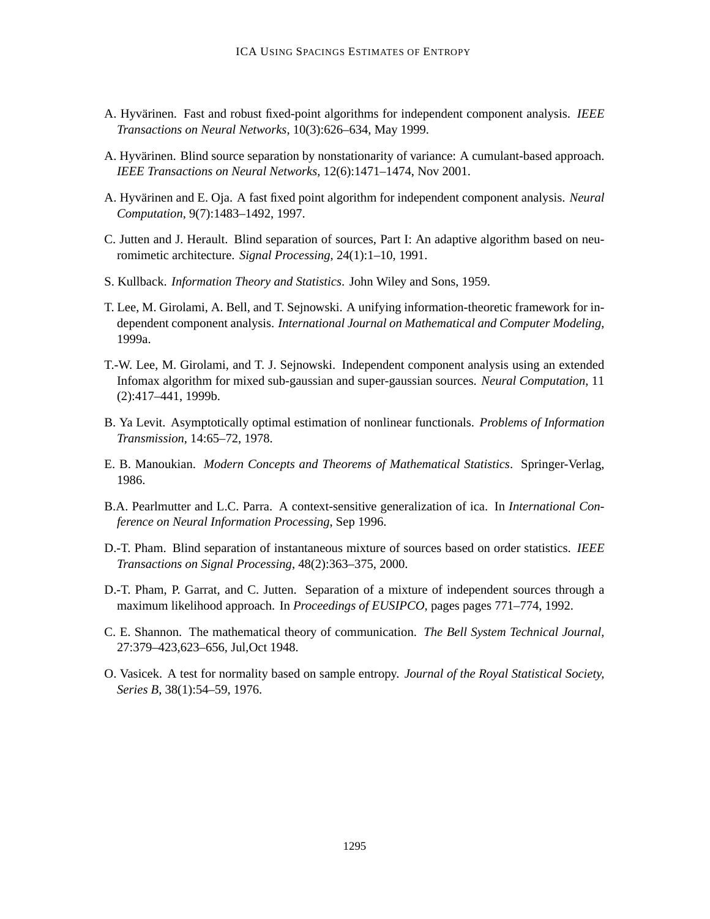A. Hyvärinen. Fast and robust fixed-point algorithms for independent component analysis. *IEEE Transactions on Neural Networks*, 10(3):626–634, May 1999.

A. Hyvärinen. Blind source separation by nonstationarity of variance: A cumulant-based approach. *IEEE Transactions on Neural Networks*, 12(6):1471–1474, Nov 2001.

A. Hyvärinen and E. Oja. A fast fixed point algorithm for independent component analysis. *Neural Computation*, 9(7):1483–1492, 1997.

C. Jutten and J. Herault. Blind separation of sources, Part I: An adaptive algorithm based on neuromimetic architecture. *Signal Processing*, 24(1):1–10, 1991.

S. Kullback. *Information Theory and Statistics*. John Wiley and Sons, 1959.

T. Lee, M. Girolami, A. Bell, and T. Sejnowski. A unifying information-theoretic framework for independent component analysis. *International Journal on Mathematical and Computer Modeling*, 1999a.

T.-W. Lee, M. Girolami, and T. J. Sejnowski. Independent component analysis using an extended Infomax algorithm for mixed sub-gaussian and super-gaussian sources. *Neural Computation*, 11 (2):417–441, 1999b.

B. Ya Levit. Asymptotically optimal estimation of nonlinear functionals. *Problems of Information Transmission*, 14:65–72, 1978.

E. B. Manoukian. *Modern Concepts and Theorems of Mathematical Statistics*. Springer-Verlag, 1986.

B.A. Pearlmutter and L.C. Parra. A context-sensitive generalization of ica. In *International Conference on Neural Information Processing*, Sep 1996.

D.-T. Pham. Blind separation of instantaneous mixture of sources based on order statistics. *IEEE Transactions on Signal Processing*, 48(2):363–375, 2000.

D.-T. Pham, P. Garrat, and C. Jutten. Separation of a mixture of independent sources through a maximum likelihood approach. In *Proceedings of EUSIPCO*, pages pages 771–774, 1992.

C. E. Shannon. The mathematical theory of communication. *The Bell System Technical Journal*, 27:379–423,623–656, Jul,Oct 1948.

O. Vasicek. A test for normality based on sample entropy. *Journal of the Royal Statistical Society, Series B*, 38(1):54–59, 1976.